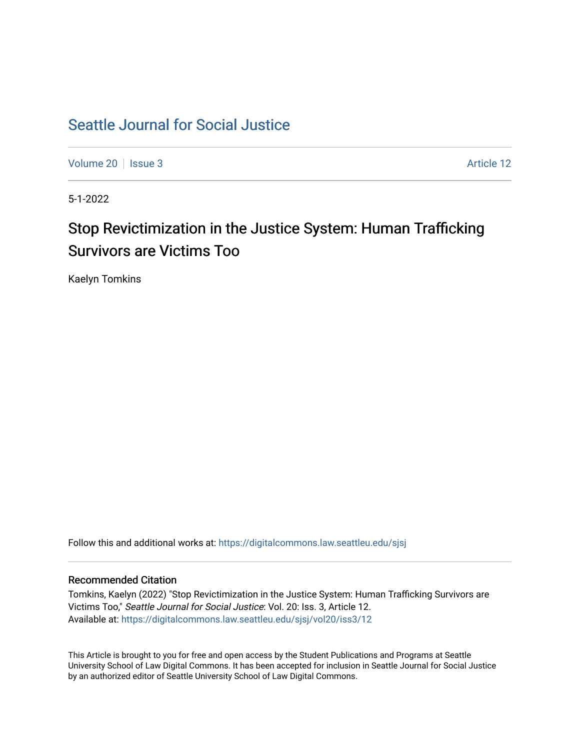# Seattle Journal for Social Justice

Volume 20 | Issue 3 | Article 12

5-1-2022

## Stop Revictimization in the Justice System: Human Trafficking Survivors are Victims Too

Kaelyn Tomkins

Follow this and additional works at: https://digitalcommons.law.seattleu.edu/sjsj

### Recommended Citation

Tomkins, Kaelyn (2022) "Stop Revictimization in the Justice System: Human Trafficking Survivors are Victims Too," *Seattle Journal for Social Justice*: Vol. 20: Iss. 3, Article 12.
Available at: https://digitalcommons.law.seattleu.edu/sjsj/vol20/iss3/12

This Article is brought to you for free and open access by the Student Publications and Programs at Seattle University School of Law Digital Commons. It has been accepted for inclusion in Seattle Journal for Social Justice by an authorized editor of Seattle University School of Law Digital Commons.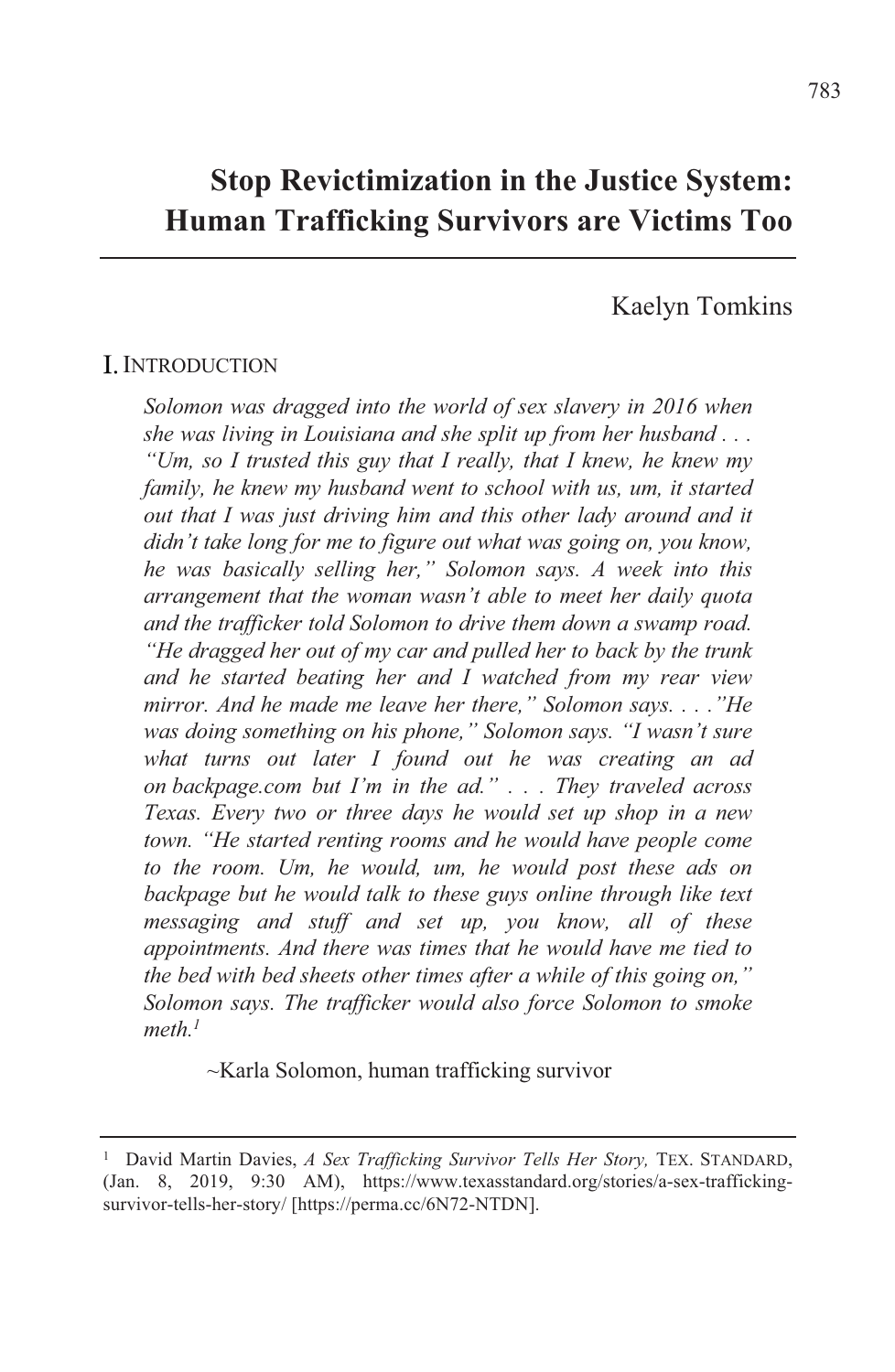# Stop Revictimization in the Justice System: Human Trafficking Survivors are Victims Too

Kaelyn Tomkins

## I. INTRODUCTION

> *Solomon was dragged into the world of sex slavery in 2016 when she was living in Louisiana and she split up from her husband . . . "Um, so I trusted this guy that I really, that I knew, he knew my family, he knew my husband went to school with us, um, it started out that I was just driving him and this other lady around and it didn't take long for me to figure out what was going on, you know, he was basically selling her," Solomon says. A week into this arrangement that the woman wasn't able to meet her daily quota and the trafficker told Solomon to drive them down a swamp road. "He dragged her out of my car and pulled her to back by the trunk and he started beating her and I watched from my rear view mirror. And he made me leave her there," Solomon says. . . ."He was doing something on his phone," Solomon says. "I wasn't sure what turns out later I found out he was creating an ad on backpage.com but I'm in the ad." . . . They traveled across Texas. Every two or three days he would set up shop in a new town. "He started renting rooms and he would have people come to the room. Um, he would, um, he would post these ads on backpage but he would talk to these guys online through like text messaging and stuff and set up, you know, all of these appointments. And there was times that he would have me tied to the bed with bed sheets other times after a while of this going on," Solomon says. The trafficker would also force Solomon to smoke meth.*[1]
>
> ~Karla Solomon, human trafficking survivor

---

[1] David Martin Davies, *A Sex Trafficking Survivor Tells Her Story,* TEX. STANDARD, (Jan. 8, 2019, 9:30 AM), https://www.texasstandard.org/stories/a-sex-trafficking-survivor-tells-her-story/ [https://perma.cc/6N72-NTDN].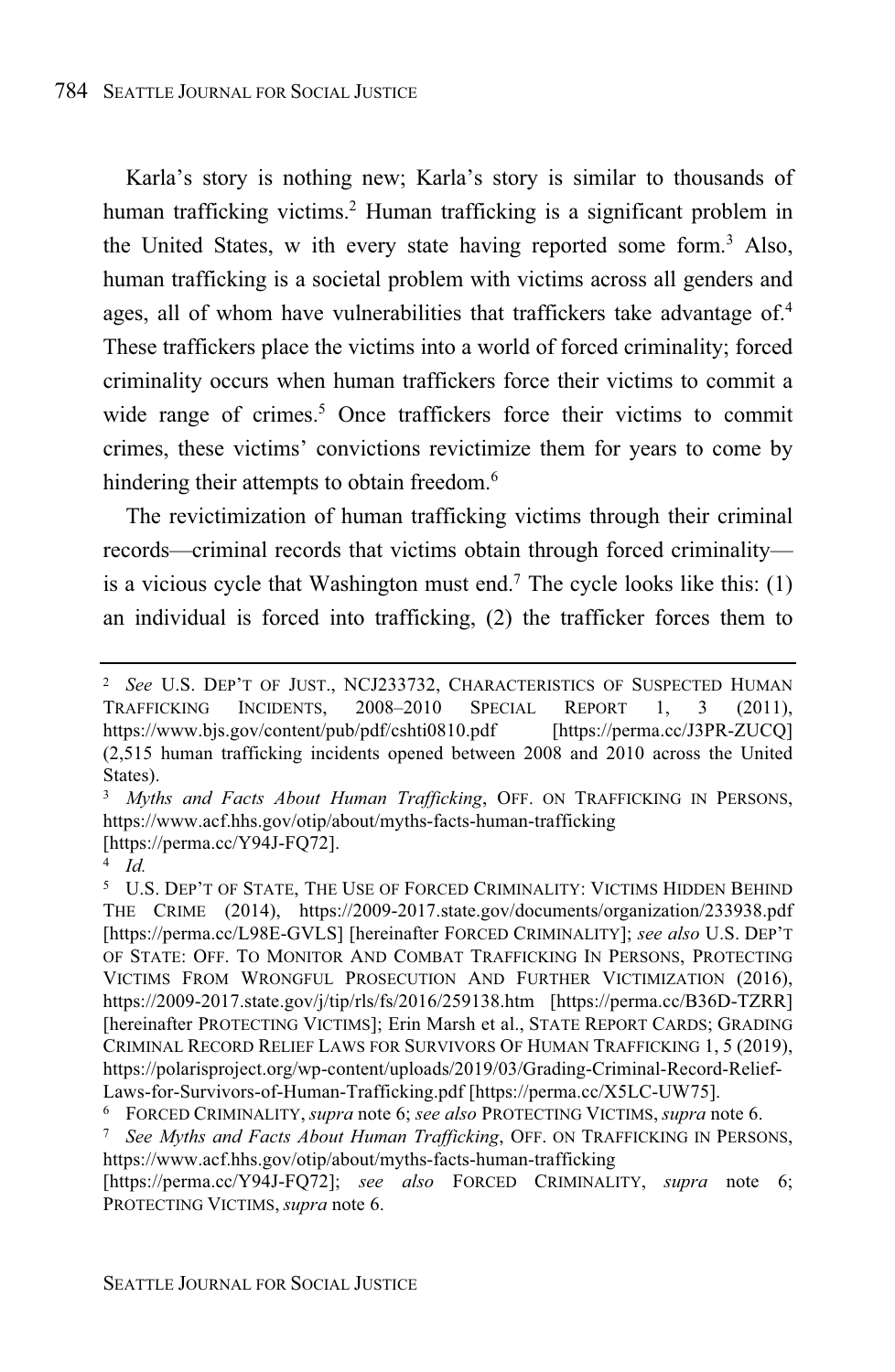Karla's story is nothing new; Karla's story is similar to thousands of human trafficking victims.[2] Human trafficking is a significant problem in the United States, w ith every state having reported some form.[3] Also, human trafficking is a societal problem with victims across all genders and ages, all of whom have vulnerabilities that traffickers take advantage of.[4] These traffickers place the victims into a world of forced criminality; forced criminality occurs when human traffickers force their victims to commit a wide range of crimes.[5] Once traffickers force their victims to commit crimes, these victims' convictions revictimize them for years to come by hindering their attempts to obtain freedom.[6]

The revictimization of human trafficking victims through their criminal records—criminal records that victims obtain through forced criminality—is a vicious cycle that Washington must end.[7] The cycle looks like this: (1) an individual is forced into trafficking, (2) the trafficker forces them to

---

[2] *See* U.S. DEP'T OF JUST., NCJ233732, CHARACTERISTICS OF SUSPECTED HUMAN TRAFFICKING INCIDENTS, 2008–2010 SPECIAL REPORT 1, 3 (2011), https://www.bjs.gov/content/pub/pdf/cshti0810.pdf [https://perma.cc/J3PR-ZUCQ] (2,515 human trafficking incidents opened between 2008 and 2010 across the United States).

[3] *Myths and Facts About Human Trafficking*, OFF. ON TRAFFICKING IN PERSONS, https://www.acf.hhs.gov/otip/about/myths-facts-human-trafficking [https://perma.cc/Y94J-FQ72].

[4] *Id.*

[5] U.S. DEP'T OF STATE, THE USE OF FORCED CRIMINALITY: VICTIMS HIDDEN BEHIND THE CRIME (2014), https://2009-2017.state.gov/documents/organization/233938.pdf [https://perma.cc/L98E-GVLS] [hereinafter FORCED CRIMINALITY]; *see also* U.S. DEP'T OF STATE: OFF. TO MONITOR AND COMBAT TRAFFICKING IN PERSONS, PROTECTING VICTIMS FROM WRONGFUL PROSECUTION AND FURTHER VICTIMIZATION (2016), https://2009-2017.state.gov/j/tip/rls/fs/2016/259138.htm [https://perma.cc/B36D-TZRR] [hereinafter PROTECTING VICTIMS]; Erin Marsh et al., STATE REPORT CARDS; GRADING CRIMINAL RECORD RELIEF LAWS FOR SURVIVORS OF HUMAN TRAFFICKING 1, 5 (2019), https://polarisproject.org/wp-content/uploads/2019/03/Grading-Criminal-Record-Relief-Laws-for-Survivors-of-Human-Trafficking.pdf [https://perma.cc/X5LC-UW75].

[6] FORCED CRIMINALITY, *supra* note 6; *see also* PROTECTING VICTIMS, *supra* note 6.

[7] *See Myths and Facts About Human Trafficking*, OFF. ON TRAFFICKING IN PERSONS, https://www.acf.hhs.gov/otip/about/myths-facts-human-trafficking [https://perma.cc/Y94J-FQ72]; *see also* FORCED CRIMINALITY, *supra* note 6; PROTECTING VICTIMS, *supra* note 6.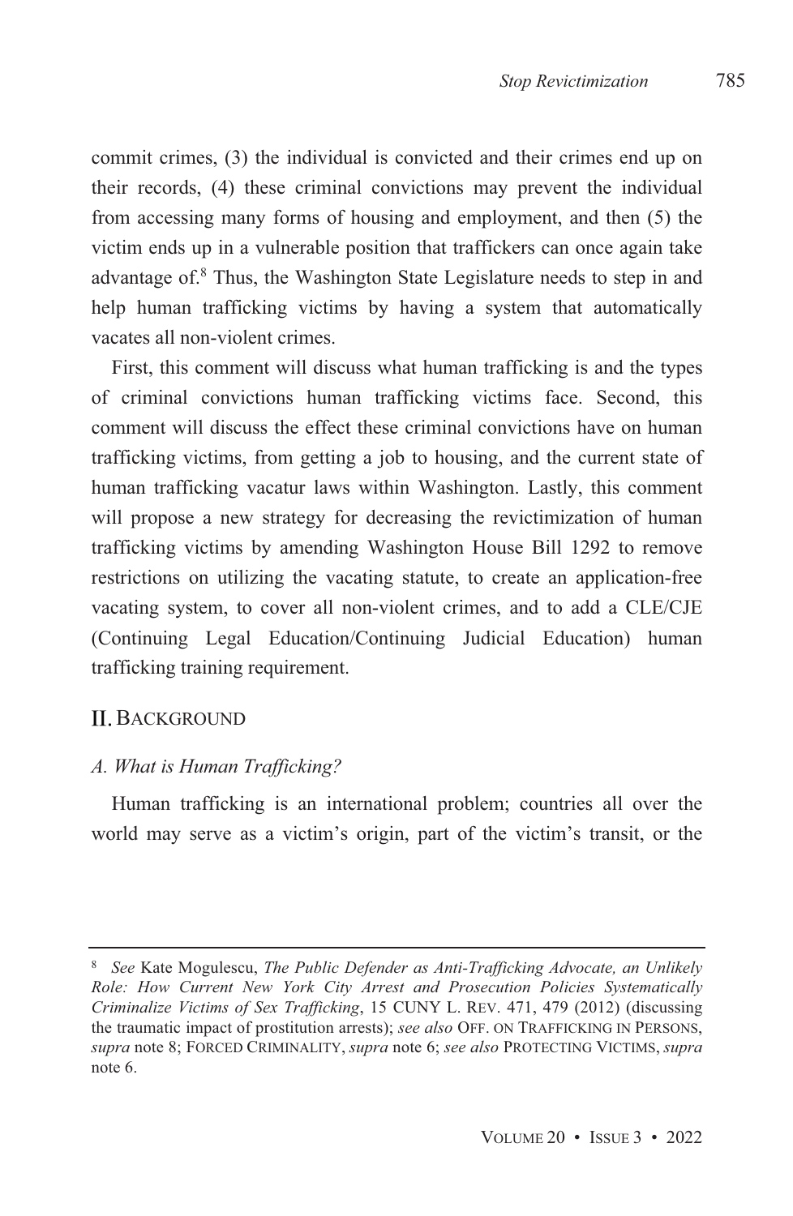commit crimes, (3) the individual is convicted and their crimes end up on their records, (4) these criminal convictions may prevent the individual from accessing many forms of housing and employment, and then (5) the victim ends up in a vulnerable position that traffickers can once again take advantage of.[8] Thus, the Washington State Legislature needs to step in and help human trafficking victims by having a system that automatically vacates all non-violent crimes.

First, this comment will discuss what human trafficking is and the types of criminal convictions human trafficking victims face. Second, this comment will discuss the effect these criminal convictions have on human trafficking victims, from getting a job to housing, and the current state of human trafficking vacatur laws within Washington. Lastly, this comment will propose a new strategy for decreasing the revictimization of human trafficking victims by amending Washington House Bill 1292 to remove restrictions on utilizing the vacating statute, to create an application-free vacating system, to cover all non-violent crimes, and to add a CLE/CJE (Continuing Legal Education/Continuing Judicial Education) human trafficking training requirement.

## II. BACKGROUND

### *A. What is Human Trafficking?*

Human trafficking is an international problem; countries all over the world may serve as a victim's origin, part of the victim's transit, or the

---

[8] *See* Kate Mogulescu, *The Public Defender as Anti-Trafficking Advocate, an Unlikely Role: How Current New York City Arrest and Prosecution Policies Systematically Criminalize Victims of Sex Trafficking*, 15 CUNY L. REV. 471, 479 (2012) (discussing the traumatic impact of prostitution arrests); *see also* OFF. ON TRAFFICKING IN PERSONS, *supra* note 8; FORCED CRIMINALITY, *supra* note 6; *see also* PROTECTING VICTIMS, *supra* note 6.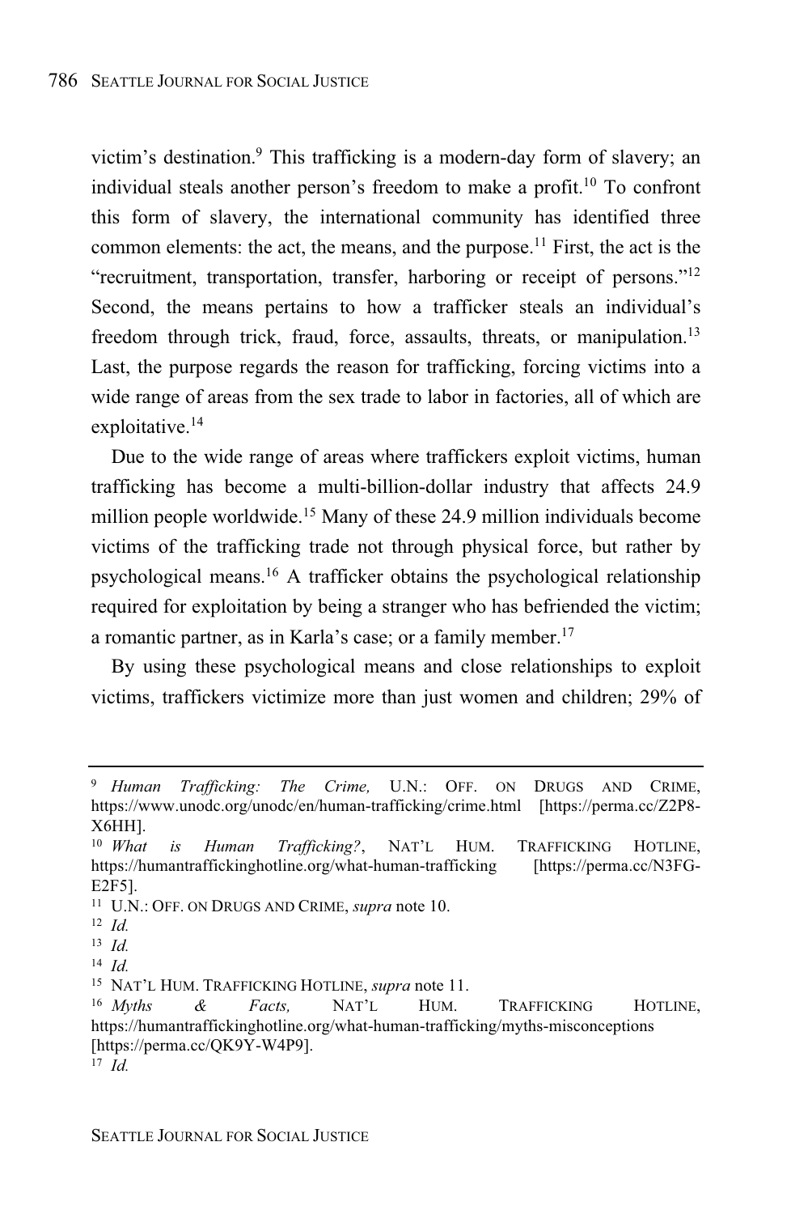victim's destination.[9] This trafficking is a modern-day form of slavery; an individual steals another person's freedom to make a profit.[10] To confront this form of slavery, the international community has identified three common elements: the act, the means, and the purpose.[11] First, the act is the "recruitment, transportation, transfer, harboring or receipt of persons."[12] Second, the means pertains to how a trafficker steals an individual's freedom through trick, fraud, force, assaults, threats, or manipulation.[13] Last, the purpose regards the reason for trafficking, forcing victims into a wide range of areas from the sex trade to labor in factories, all of which are exploitative.[14]

Due to the wide range of areas where traffickers exploit victims, human trafficking has become a multi-billion-dollar industry that affects 24.9 million people worldwide.[15] Many of these 24.9 million individuals become victims of the trafficking trade not through physical force, but rather by psychological means.[16] A trafficker obtains the psychological relationship required for exploitation by being a stranger who has befriended the victim; a romantic partner, as in Karla's case; or a family member.[17]

By using these psychological means and close relationships to exploit victims, traffickers victimize more than just women and children; 29% of

---

[9] *Human Trafficking: The Crime,* U.N.: OFF. ON DRUGS AND CRIME, https://www.unodc.org/unodc/en/human-trafficking/crime.html [https://perma.cc/Z2P8-X6HH].

[10] *What is Human Trafficking?*, NAT'L HUM. TRAFFICKING HOTLINE, https://humantraffickinghotline.org/what-human-trafficking [https://perma.cc/N3FG-E2F5].

[11] U.N.: OFF. ON DRUGS AND CRIME, *supra* note 10.

[12] *Id.*

[13] *Id.*

[14] *Id.*

[15] NAT'L HUM. TRAFFICKING HOTLINE, *supra* note 11.

[16] *Myths & Facts,* NAT'L HUM. TRAFFICKING HOTLINE, https://humantraffickinghotline.org/what-human-trafficking/myths-misconceptions [https://perma.cc/QK9Y-W4P9].

[17] *Id.*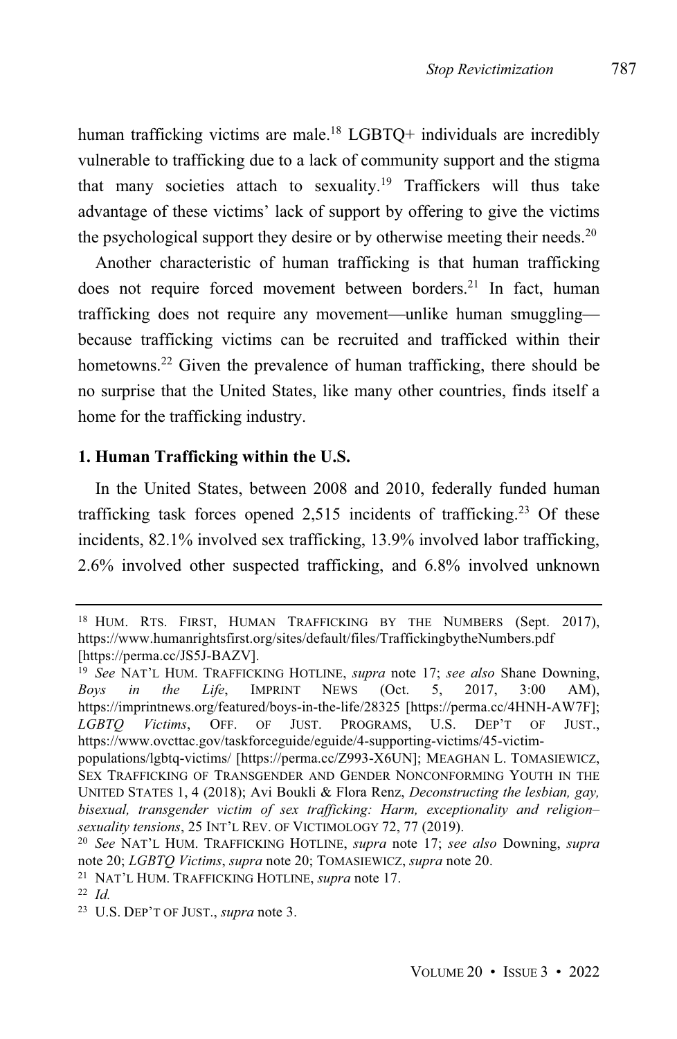human trafficking victims are male.[18] LGBTQ+ individuals are incredibly vulnerable to trafficking due to a lack of community support and the stigma that many societies attach to sexuality.[19] Traffickers will thus take advantage of these victims' lack of support by offering to give the victims the psychological support they desire or by otherwise meeting their needs.[20]

Another characteristic of human trafficking is that human trafficking does not require forced movement between borders.[21] In fact, human trafficking does not require any movement—unlike human smuggling—because trafficking victims can be recruited and trafficked within their hometowns.[22] Given the prevalence of human trafficking, there should be no surprise that the United States, like many other countries, finds itself a home for the trafficking industry.

### 1. Human Trafficking within the U.S.

In the United States, between 2008 and 2010, federally funded human trafficking task forces opened 2,515 incidents of trafficking.[23] Of these incidents, 82.1% involved sex trafficking, 13.9% involved labor trafficking, 2.6% involved other suspected trafficking, and 6.8% involved unknown

---

[18] HUM. RTS. FIRST, HUMAN TRAFFICKING BY THE NUMBERS (Sept. 2017), https://www.humanrightsfirst.org/sites/default/files/TraffickingbytheNumbers.pdf [https://perma.cc/JS5J-BAZV].

[19] *See* NAT'L HUM. TRAFFICKING HOTLINE, *supra* note 17; *see also* Shane Downing, *Boys in the Life*, IMPRINT NEWS (Oct. 5, 2017, 3:00 AM), https://imprintnews.org/featured/boys-in-the-life/28325 [https://perma.cc/4HNH-AW7F]; *LGBTQ Victims*, OFF. OF JUST. PROGRAMS, U.S. DEP'T OF JUST., https://www.ovcttac.gov/taskforceguide/eguide/4-supporting-victims/45-victim-populations/lgbtq-victims/ [https://perma.cc/Z993-X6UN]; MEAGHAN L. TOMASIEWICZ, SEX TRAFFICKING OF TRANSGENDER AND GENDER NONCONFORMING YOUTH IN THE UNITED STATES 1, 4 (2018); Avi Boukli & Flora Renz, *Deconstructing the lesbian, gay, bisexual, transgender victim of sex trafficking: Harm, exceptionality and religion–sexuality tensions*, 25 INT'L REV. OF VICTIMOLOGY 72, 77 (2019).

[20] *See* NAT'L HUM. TRAFFICKING HOTLINE, *supra* note 17; *see also* Downing, *supra* note 20; *LGBTQ Victims*, *supra* note 20; TOMASIEWICZ, *supra* note 20.

[21] NAT'L HUM. TRAFFICKING HOTLINE, *supra* note 17.

[22] *Id.*

[23] U.S. DEP'T OF JUST., *supra* note 3.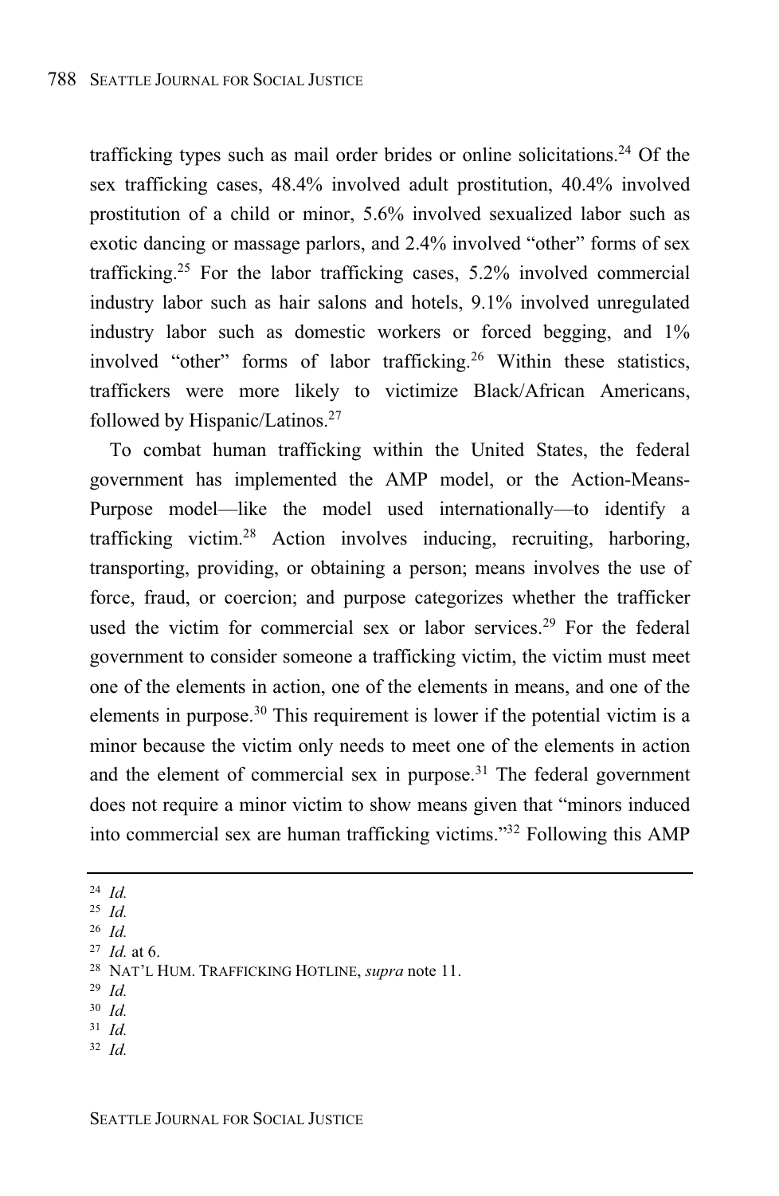trafficking types such as mail order brides or online solicitations.[24] Of the sex trafficking cases, 48.4% involved adult prostitution, 40.4% involved prostitution of a child or minor, 5.6% involved sexualized labor such as exotic dancing or massage parlors, and 2.4% involved "other" forms of sex trafficking.[25] For the labor trafficking cases, 5.2% involved commercial industry labor such as hair salons and hotels, 9.1% involved unregulated industry labor such as domestic workers or forced begging, and 1% involved "other" forms of labor trafficking.[26] Within these statistics, traffickers were more likely to victimize Black/African Americans, followed by Hispanic/Latinos.[27]

To combat human trafficking within the United States, the federal government has implemented the AMP model, or the Action-Means-Purpose model—like the model used internationally—to identify a trafficking victim.[28] Action involves inducing, recruiting, harboring, transporting, providing, or obtaining a person; means involves the use of force, fraud, or coercion; and purpose categorizes whether the trafficker used the victim for commercial sex or labor services.[29] For the federal government to consider someone a trafficking victim, the victim must meet one of the elements in action, one of the elements in means, and one of the elements in purpose.[30] This requirement is lower if the potential victim is a minor because the victim only needs to meet one of the elements in action and the element of commercial sex in purpose.[31] The federal government does not require a minor victim to show means given that "minors induced into commercial sex are human trafficking victims."[32] Following this AMP

---

[24] *Id.*

[25] *Id.*

[26] *Id.*

[27] *Id.* at 6.

[28] NAT'L HUM. TRAFFICKING HOTLINE, *supra* note 11.

[29] *Id.*

[30] *Id.*

[31] *Id.*

[32] *Id.*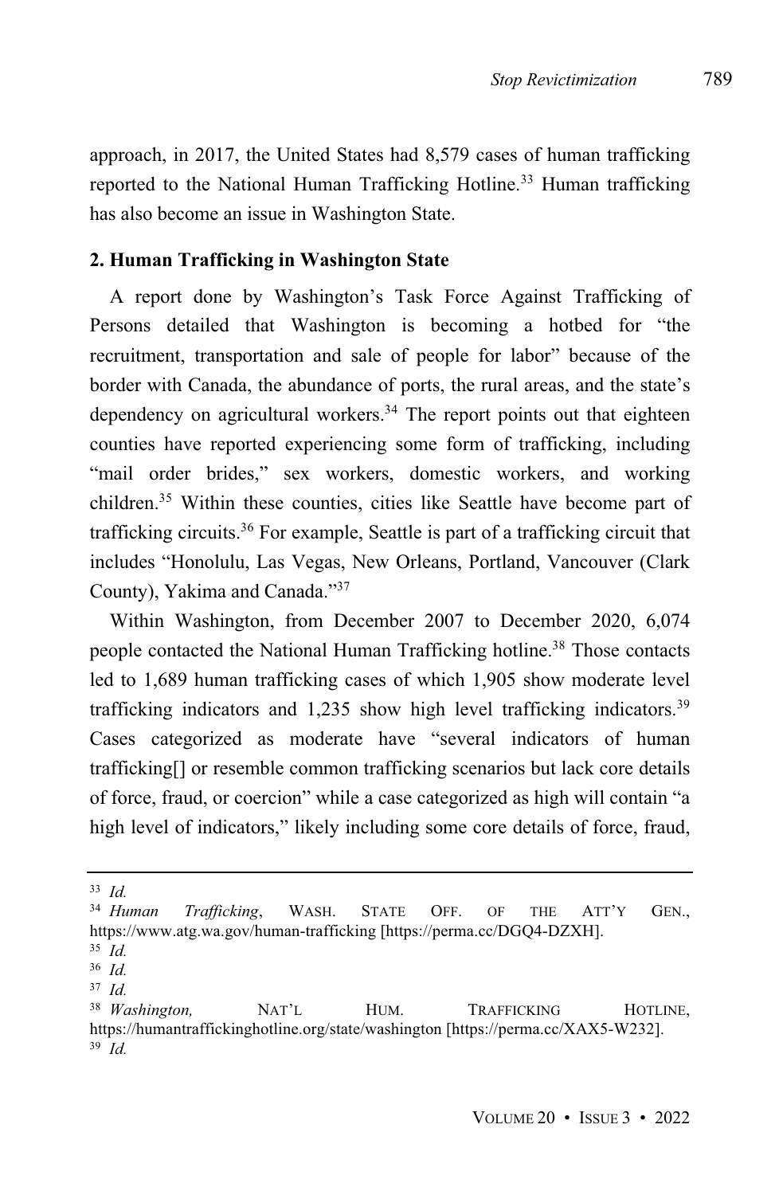approach, in 2017, the United States had 8,579 cases of human trafficking reported to the National Human Trafficking Hotline.[33] Human trafficking has also become an issue in Washington State.

**2. Human Trafficking in Washington State**

A report done by Washington's Task Force Against Trafficking of Persons detailed that Washington is becoming a hotbed for "the recruitment, transportation and sale of people for labor" because of the border with Canada, the abundance of ports, the rural areas, and the state's dependency on agricultural workers.[34] The report points out that eighteen counties have reported experiencing some form of trafficking, including "mail order brides," sex workers, domestic workers, and working children.[35] Within these counties, cities like Seattle have become part of trafficking circuits.[36] For example, Seattle is part of a trafficking circuit that includes "Honolulu, Las Vegas, New Orleans, Portland, Vancouver (Clark County), Yakima and Canada."[37]

Within Washington, from December 2007 to December 2020, 6,074 people contacted the National Human Trafficking hotline.[38] Those contacts led to 1,689 human trafficking cases of which 1,905 show moderate level trafficking indicators and 1,235 show high level trafficking indicators.[39] Cases categorized as moderate have "several indicators of human trafficking[] or resemble common trafficking scenarios but lack core details of force, fraud, or coercion" while a case categorized as high will contain "a high level of indicators," likely including some core details of force, fraud,

---

[33] *Id.*

[34] *Human Trafficking*, WASH. STATE OFF. OF THE ATT'Y GEN., https://www.atg.wa.gov/human-trafficking [https://perma.cc/DGQ4-DZXH].

[35] *Id.*

[36] *Id.*

[37] *Id.*

[38] *Washington,* NAT'L HUM. TRAFFICKING HOTLINE, https://humantraffickinghotline.org/state/washington [https://perma.cc/XAX5-W232].

[39] *Id.*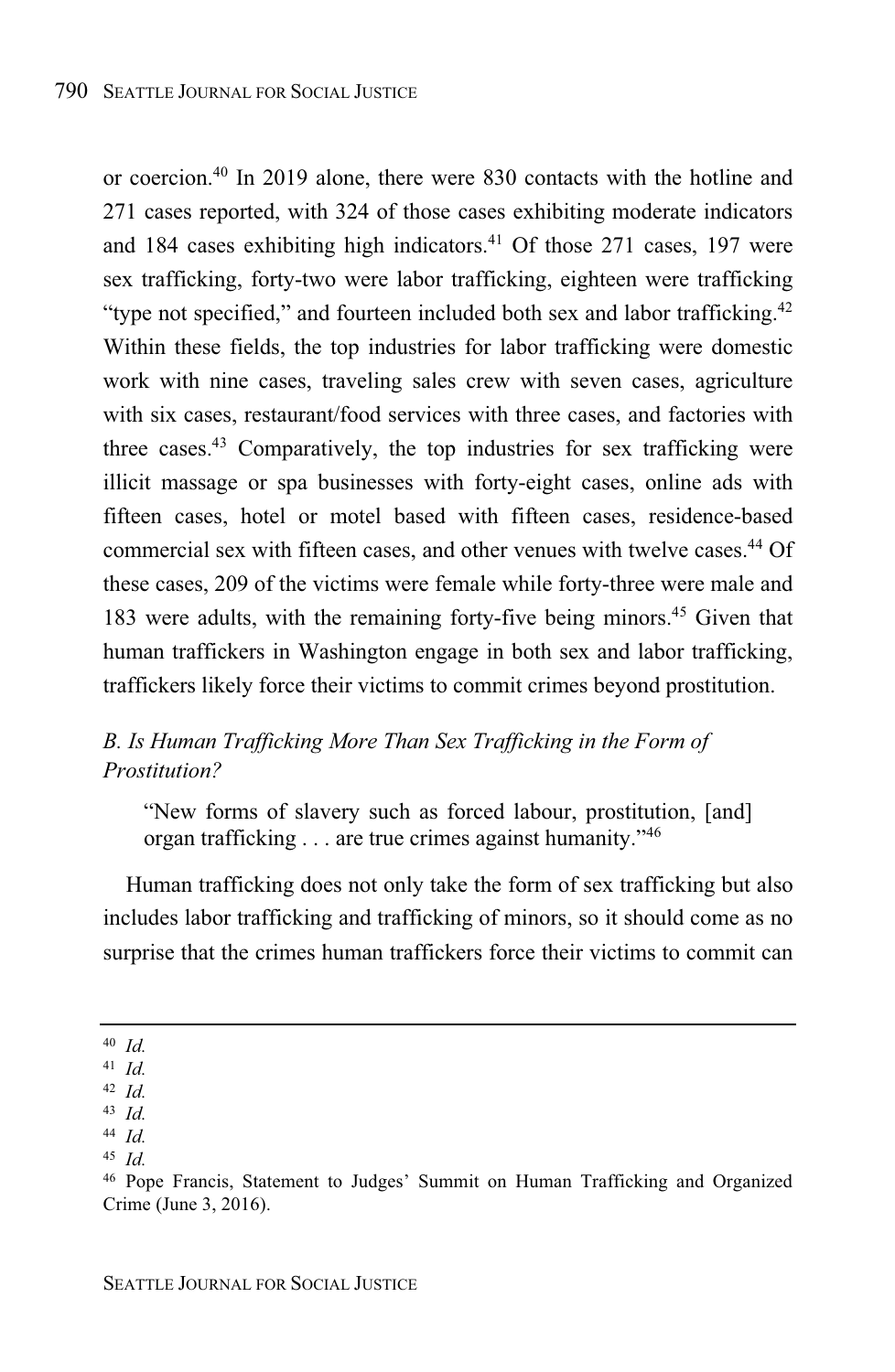or coercion.[40] In 2019 alone, there were 830 contacts with the hotline and 271 cases reported, with 324 of those cases exhibiting moderate indicators and 184 cases exhibiting high indicators.[41] Of those 271 cases, 197 were sex trafficking, forty-two were labor trafficking, eighteen were trafficking "type not specified," and fourteen included both sex and labor trafficking.[42] Within these fields, the top industries for labor trafficking were domestic work with nine cases, traveling sales crew with seven cases, agriculture with six cases, restaurant/food services with three cases, and factories with three cases.[43] Comparatively, the top industries for sex trafficking were illicit massage or spa businesses with forty-eight cases, online ads with fifteen cases, hotel or motel based with fifteen cases, residence-based commercial sex with fifteen cases, and other venues with twelve cases.[44] Of these cases, 209 of the victims were female while forty-three were male and 183 were adults, with the remaining forty-five being minors.[45] Given that human traffickers in Washington engage in both sex and labor trafficking, traffickers likely force their victims to commit crimes beyond prostitution.

### *B. Is Human Trafficking More Than Sex Trafficking in the Form of Prostitution?*

> "New forms of slavery such as forced labour, prostitution, [and] organ trafficking . . . are true crimes against humanity."[46]

Human trafficking does not only take the form of sex trafficking but also includes labor trafficking and trafficking of minors, so it should come as no surprise that the crimes human traffickers force their victims to commit can

---

[40] *Id.*

[41] *Id.*

[42] *Id.*

[43] *Id.*

[44] *Id.*

[45] *Id.*

[46] Pope Francis, Statement to Judges' Summit on Human Trafficking and Organized Crime (June 3, 2016).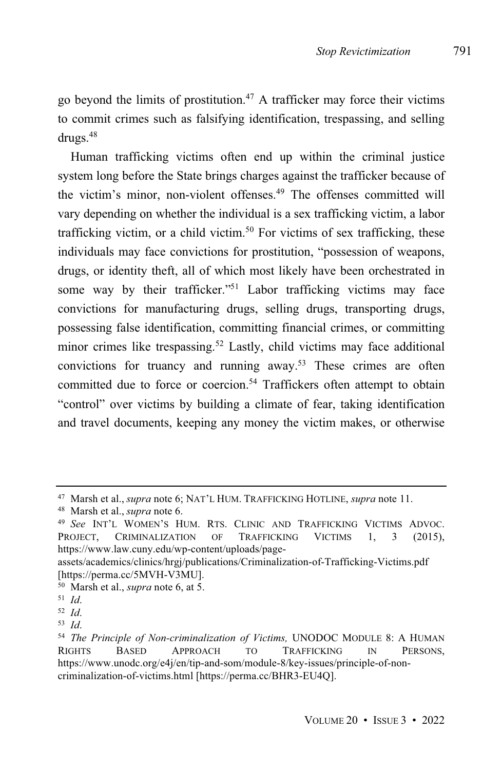go beyond the limits of prostitution.[47] A trafficker may force their victims to commit crimes such as falsifying identification, trespassing, and selling drugs.[48]

Human trafficking victims often end up within the criminal justice system long before the State brings charges against the trafficker because of the victim's minor, non-violent offenses.[49] The offenses committed will vary depending on whether the individual is a sex trafficking victim, a labor trafficking victim, or a child victim.[50] For victims of sex trafficking, these individuals may face convictions for prostitution, "possession of weapons, drugs, or identity theft, all of which most likely have been orchestrated in some way by their trafficker."[51] Labor trafficking victims may face convictions for manufacturing drugs, selling drugs, transporting drugs, possessing false identification, committing financial crimes, or committing minor crimes like trespassing.[52] Lastly, child victims may face additional convictions for truancy and running away.[53] These crimes are often committed due to force or coercion.[54] Traffickers often attempt to obtain "control" over victims by building a climate of fear, taking identification and travel documents, keeping any money the victim makes, or otherwise

---

[47] Marsh et al., *supra* note 6; NAT'L HUM. TRAFFICKING HOTLINE, *supra* note 11.

[48] Marsh et al., *supra* note 6.

[49] *See* INT'L WOMEN'S HUM. RTS. CLINIC AND TRAFFICKING VICTIMS ADVOC. PROJECT, CRIMINALIZATION OF TRAFFICKING VICTIMS 1, 3 (2015), https://www.law.cuny.edu/wp-content/uploads/page-assets/academics/clinics/hrgj/publications/Criminalization-of-Trafficking-Victims.pdf [https://perma.cc/5MVH-V3MU].

[50] Marsh et al., *supra* note 6, at 5.

[51] *Id.*

[52] *Id.*

[53] *Id.*

[54] *The Principle of Non-criminalization of Victims,* UNODOC MODULE 8: A HUMAN RIGHTS BASED APPROACH TO TRAFFICKING IN PERSONS, https://www.unodc.org/e4j/en/tip-and-som/module-8/key-issues/principle-of-non-criminalization-of-victims.html [https://perma.cc/BHR3-EU4Q].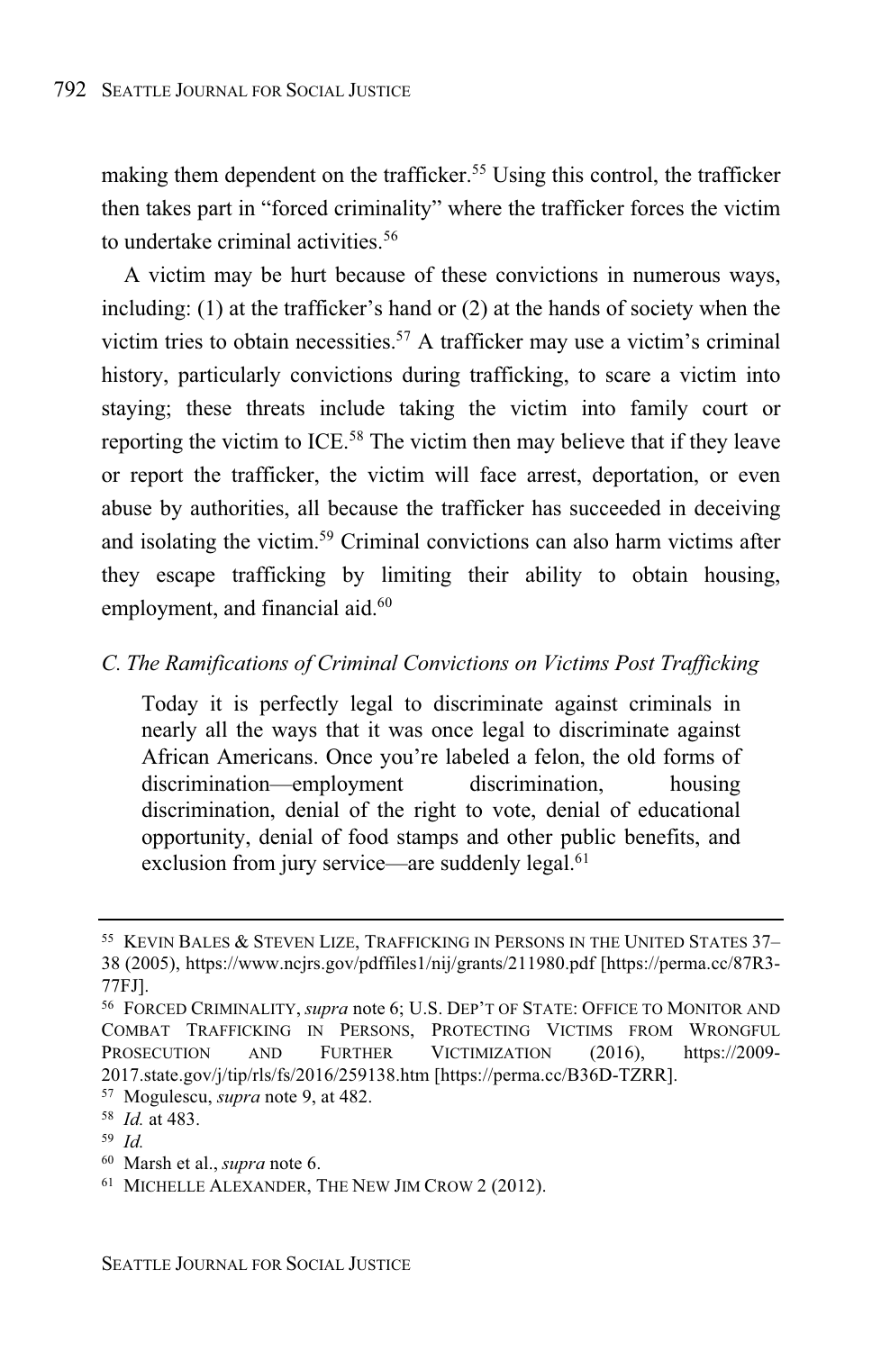making them dependent on the trafficker.[55] Using this control, the trafficker then takes part in "forced criminality" where the trafficker forces the victim to undertake criminal activities.[56]

A victim may be hurt because of these convictions in numerous ways, including: (1) at the trafficker's hand or (2) at the hands of society when the victim tries to obtain necessities.[57] A trafficker may use a victim's criminal history, particularly convictions during trafficking, to scare a victim into staying; these threats include taking the victim into family court or reporting the victim to ICE.[58] The victim then may believe that if they leave or report the trafficker, the victim will face arrest, deportation, or even abuse by authorities, all because the trafficker has succeeded in deceiving and isolating the victim.[59] Criminal convictions can also harm victims after they escape trafficking by limiting their ability to obtain housing, employment, and financial aid.[60]

### *C. The Ramifications of Criminal Convictions on Victims Post Trafficking*

> Today it is perfectly legal to discriminate against criminals in nearly all the ways that it was once legal to discriminate against African Americans. Once you're labeled a felon, the old forms of discrimination—employment discrimination, housing discrimination, denial of the right to vote, denial of educational opportunity, denial of food stamps and other public benefits, and exclusion from jury service—are suddenly legal.[61]

---

[55] KEVIN BALES & STEVEN LIZE, TRAFFICKING IN PERSONS IN THE UNITED STATES 37–38 (2005), https://www.ncjrs.gov/pdffiles1/nij/grants/211980.pdf [https://perma.cc/87R3-77FJ].

[56] FORCED CRIMINALITY, *supra* note 6; U.S. DEP'T OF STATE: OFFICE TO MONITOR AND COMBAT TRAFFICKING IN PERSONS, PROTECTING VICTIMS FROM WRONGFUL PROSECUTION AND FURTHER VICTIMIZATION (2016), https://2009-2017.state.gov/j/tip/rls/fs/2016/259138.htm [https://perma.cc/B36D-TZRR].

[57] Mogulescu, *supra* note 9, at 482.

[58] *Id.* at 483.

[59] *Id.*

[60] Marsh et al., *supra* note 6.

[61] MICHELLE ALEXANDER, THE NEW JIM CROW 2 (2012).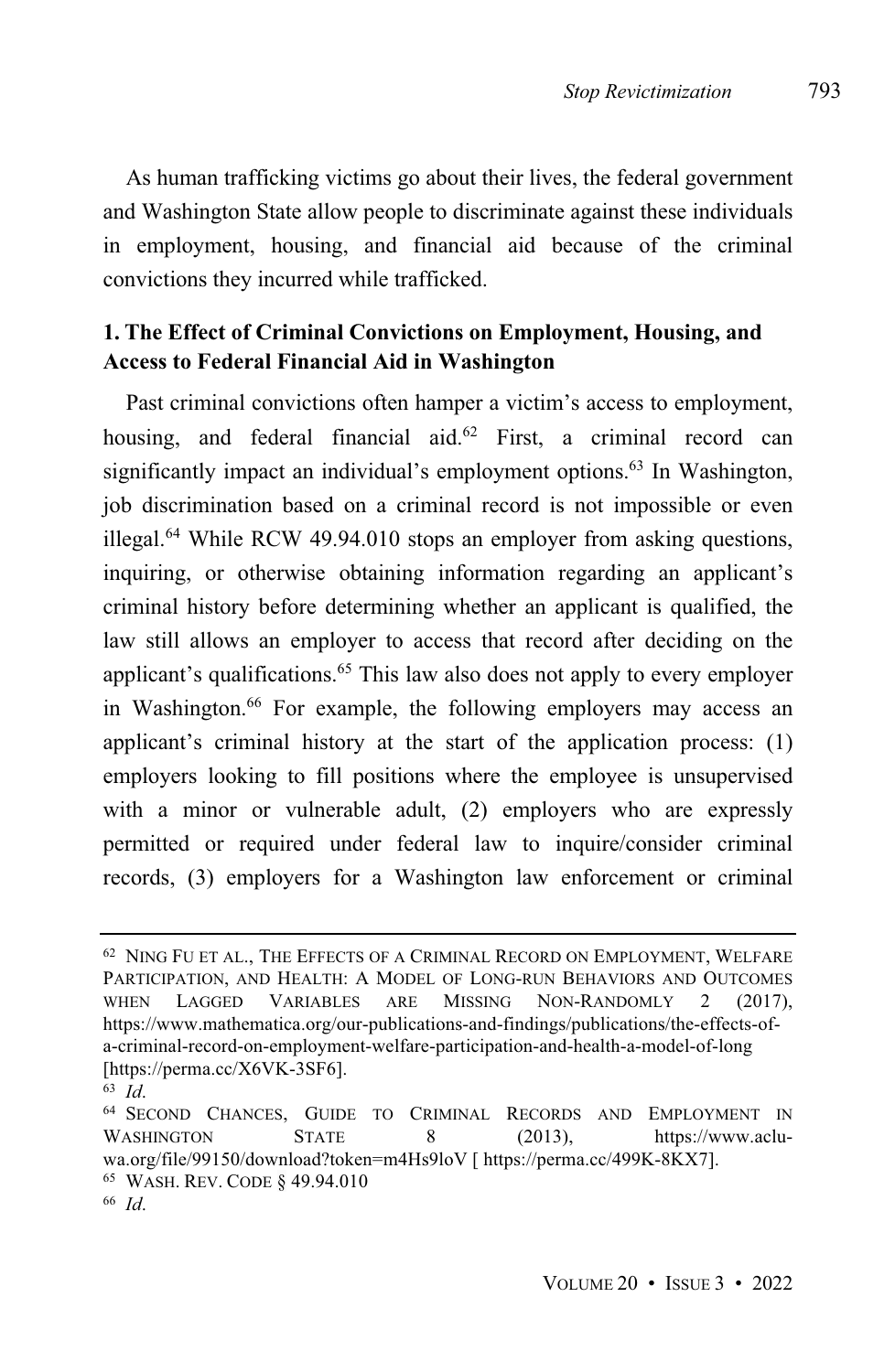As human trafficking victims go about their lives, the federal government and Washington State allow people to discriminate against these individuals in employment, housing, and financial aid because of the criminal convictions they incurred while trafficked.

### 1. The Effect of Criminal Convictions on Employment, Housing, and Access to Federal Financial Aid in Washington

Past criminal convictions often hamper a victim's access to employment, housing, and federal financial aid.[62] First, a criminal record can significantly impact an individual's employment options.[63] In Washington, job discrimination based on a criminal record is not impossible or even illegal.[64] While RCW 49.94.010 stops an employer from asking questions, inquiring, or otherwise obtaining information regarding an applicant's criminal history before determining whether an applicant is qualified, the law still allows an employer to access that record after deciding on the applicant's qualifications.[65] This law also does not apply to every employer in Washington.[66] For example, the following employers may access an applicant's criminal history at the start of the application process: (1) employers looking to fill positions where the employee is unsupervised with a minor or vulnerable adult, (2) employers who are expressly permitted or required under federal law to inquire/consider criminal records, (3) employers for a Washington law enforcement or criminal

---

[62] NING FU ET AL., THE EFFECTS OF A CRIMINAL RECORD ON EMPLOYMENT, WELFARE PARTICIPATION, AND HEALTH: A MODEL OF LONG-RUN BEHAVIORS AND OUTCOMES WHEN LAGGED VARIABLES ARE MISSING NON-RANDOMLY 2 (2017), https://www.mathematica.org/our-publications-and-findings/publications/the-effects-of-a-criminal-record-on-employment-welfare-participation-and-health-a-model-of-long [https://perma.cc/X6VK-3SF6].

[63] *Id.*

[64] SECOND CHANCES, GUIDE TO CRIMINAL RECORDS AND EMPLOYMENT IN WASHINGTON STATE 8 (2013), https://www.aclu-wa.org/file/99150/download?token=m4Hs9loV [ https://perma.cc/499K-8KX7].

[65] WASH. REV. CODE § 49.94.010

[66] *Id.*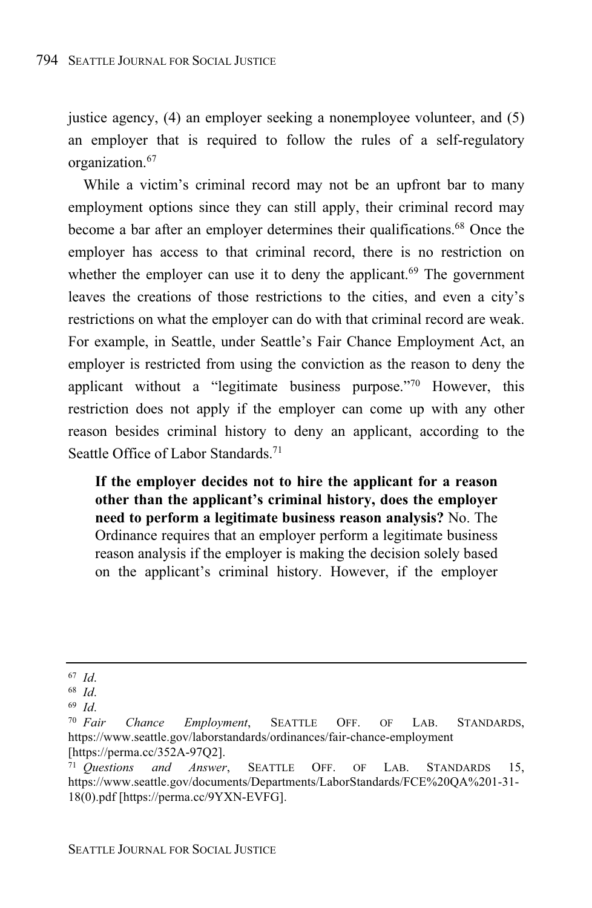justice agency, (4) an employer seeking a nonemployee volunteer, and (5) an employer that is required to follow the rules of a self-regulatory organization.[67]

While a victim's criminal record may not be an upfront bar to many employment options since they can still apply, their criminal record may become a bar after an employer determines their qualifications.[68] Once the employer has access to that criminal record, there is no restriction on whether the employer can use it to deny the applicant.[69] The government leaves the creations of those restrictions to the cities, and even a city's restrictions on what the employer can do with that criminal record are weak. For example, in Seattle, under Seattle's Fair Chance Employment Act, an employer is restricted from using the conviction as the reason to deny the applicant without a "legitimate business purpose."[70] However, this restriction does not apply if the employer can come up with any other reason besides criminal history to deny an applicant, according to the Seattle Office of Labor Standards.[71]

> **If the employer decides not to hire the applicant for a reason other than the applicant's criminal history, does the employer need to perform a legitimate business reason analysis?** No. The Ordinance requires that an employer perform a legitimate business reason analysis if the employer is making the decision solely based on the applicant's criminal history. However, if the employer

---

[67] *Id.*

[68] *Id.*

[69] *Id.*

[70] *Fair Chance Employment*, SEATTLE OFF. OF LAB. STANDARDS, https://www.seattle.gov/laborstandards/ordinances/fair-chance-employment [https://perma.cc/352A-97Q2].

[71] *Questions and Answer*, SEATTLE OFF. OF LAB. STANDARDS 15, https://www.seattle.gov/documents/Departments/LaborStandards/FCE%20QA%201-31-18(0).pdf [https://perma.cc/9YXN-EVFG].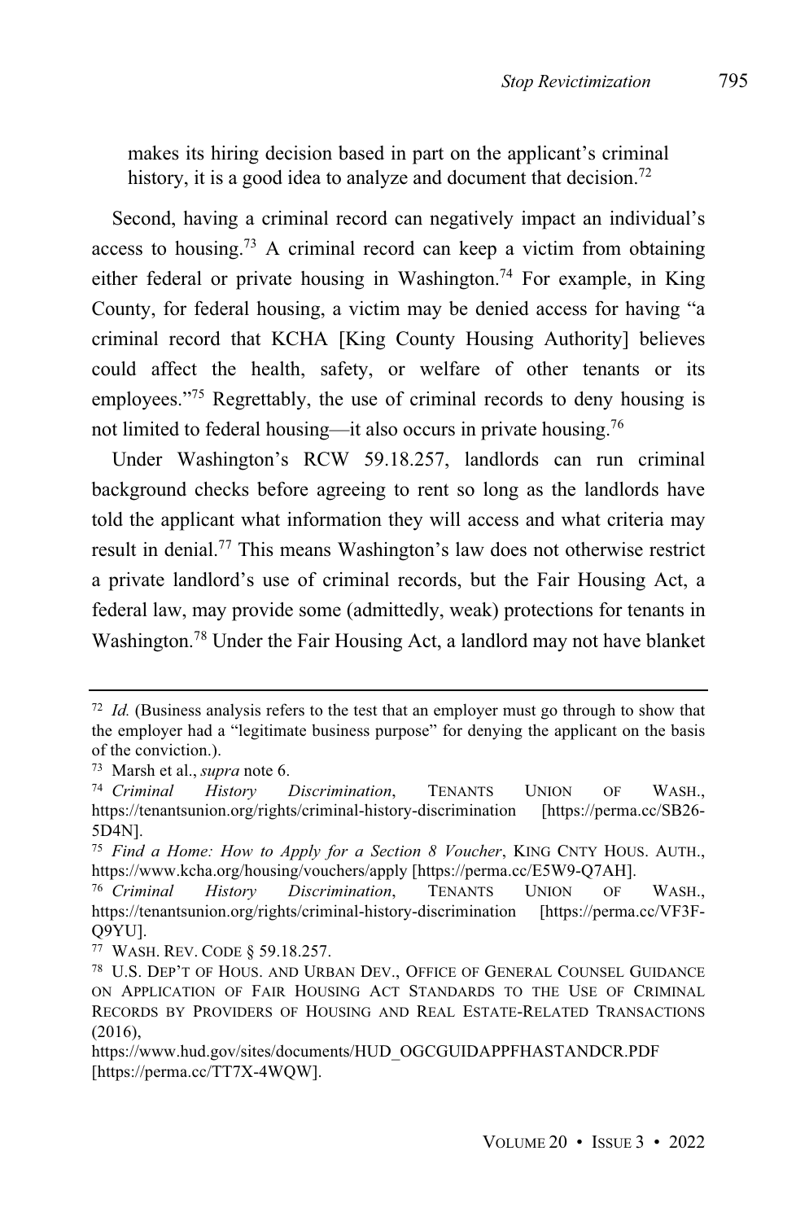makes its hiring decision based in part on the applicant's criminal history, it is a good idea to analyze and document that decision.[72]

Second, having a criminal record can negatively impact an individual's access to housing.[73] A criminal record can keep a victim from obtaining either federal or private housing in Washington.[74] For example, in King County, for federal housing, a victim may be denied access for having "a criminal record that KCHA [King County Housing Authority] believes could affect the health, safety, or welfare of other tenants or its employees."[75] Regrettably, the use of criminal records to deny housing is not limited to federal housing—it also occurs in private housing.[76]

Under Washington's RCW 59.18.257, landlords can run criminal background checks before agreeing to rent so long as the landlords have told the applicant what information they will access and what criteria may result in denial.[77] This means Washington's law does not otherwise restrict a private landlord's use of criminal records, but the Fair Housing Act, a federal law, may provide some (admittedly, weak) protections for tenants in Washington.[78] Under the Fair Housing Act, a landlord may not have blanket

---

[72] *Id.* (Business analysis refers to the test that an employer must go through to show that the employer had a "legitimate business purpose" for denying the applicant on the basis of the conviction.).

[73] Marsh et al., *supra* note 6.

[74] *Criminal History Discrimination*, TENANTS UNION OF WASH., https://tenantsunion.org/rights/criminal-history-discrimination [https://perma.cc/SB26-5D4N].

[75] *Find a Home: How to Apply for a Section 8 Voucher*, KING CNTY HOUS. AUTH., https://www.kcha.org/housing/vouchers/apply [https://perma.cc/E5W9-Q7AH].

[76] *Criminal History Discrimination*, TENANTS UNION OF WASH., https://tenantsunion.org/rights/criminal-history-discrimination [https://perma.cc/VF3F-Q9YU].

[77] WASH. REV. CODE § 59.18.257.

[78] U.S. DEP'T OF HOUS. AND URBAN DEV., OFFICE OF GENERAL COUNSEL GUIDANCE ON APPLICATION OF FAIR HOUSING ACT STANDARDS TO THE USE OF CRIMINAL RECORDS BY PROVIDERS OF HOUSING AND REAL ESTATE-RELATED TRANSACTIONS (2016), https://www.hud.gov/sites/documents/HUD_OGCGUIDAPPFHASTANDCR.PDF [https://perma.cc/TT7X-4WQW].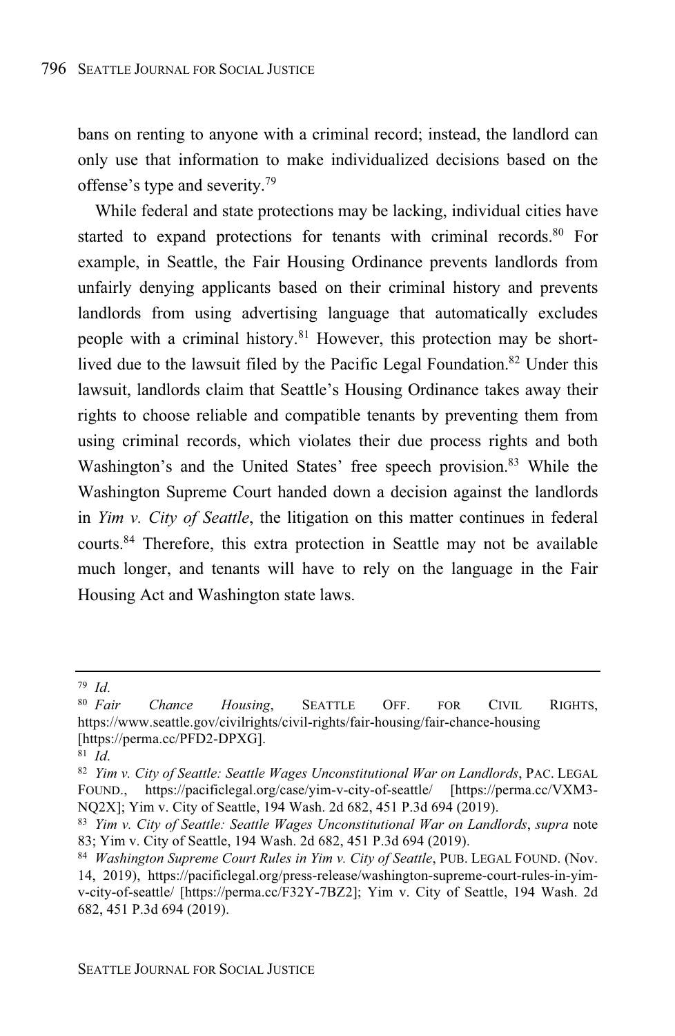bans on renting to anyone with a criminal record; instead, the landlord can only use that information to make individualized decisions based on the offense's type and severity.[79]

While federal and state protections may be lacking, individual cities have started to expand protections for tenants with criminal records.[80] For example, in Seattle, the Fair Housing Ordinance prevents landlords from unfairly denying applicants based on their criminal history and prevents landlords from using advertising language that automatically excludes people with a criminal history.[81] However, this protection may be short-lived due to the lawsuit filed by the Pacific Legal Foundation.[82] Under this lawsuit, landlords claim that Seattle's Housing Ordinance takes away their rights to choose reliable and compatible tenants by preventing them from using criminal records, which violates their due process rights and both Washington's and the United States' free speech provision.[83] While the Washington Supreme Court handed down a decision against the landlords in *Yim v. City of Seattle*, the litigation on this matter continues in federal courts.[84] Therefore, this extra protection in Seattle may not be available much longer, and tenants will have to rely on the language in the Fair Housing Act and Washington state laws.

---

[79] *Id.*

[80] *Fair Chance Housing*, SEATTLE OFF. FOR CIVIL RIGHTS, https://www.seattle.gov/civilrights/civil-rights/fair-housing/fair-chance-housing [https://perma.cc/PFD2-DPXG].

[81] *Id.*

[82] *Yim v. City of Seattle: Seattle Wages Unconstitutional War on Landlords*, PAC. LEGAL FOUND., https://pacificlegal.org/case/yim-v-city-of-seattle/ [https://perma.cc/VXM3-NQ2X]; Yim v. City of Seattle, 194 Wash. 2d 682, 451 P.3d 694 (2019).

[83] *Yim v. City of Seattle: Seattle Wages Unconstitutional War on Landlords*, *supra* note 83; Yim v. City of Seattle, 194 Wash. 2d 682, 451 P.3d 694 (2019).

[84] *Washington Supreme Court Rules in Yim v. City of Seattle*, PUB. LEGAL FOUND. (Nov. 14, 2019), https://pacificlegal.org/press-release/washington-supreme-court-rules-in-yim-v-city-of-seattle/ [https://perma.cc/F32Y-7BZ2]; Yim v. City of Seattle, 194 Wash. 2d 682, 451 P.3d 694 (2019).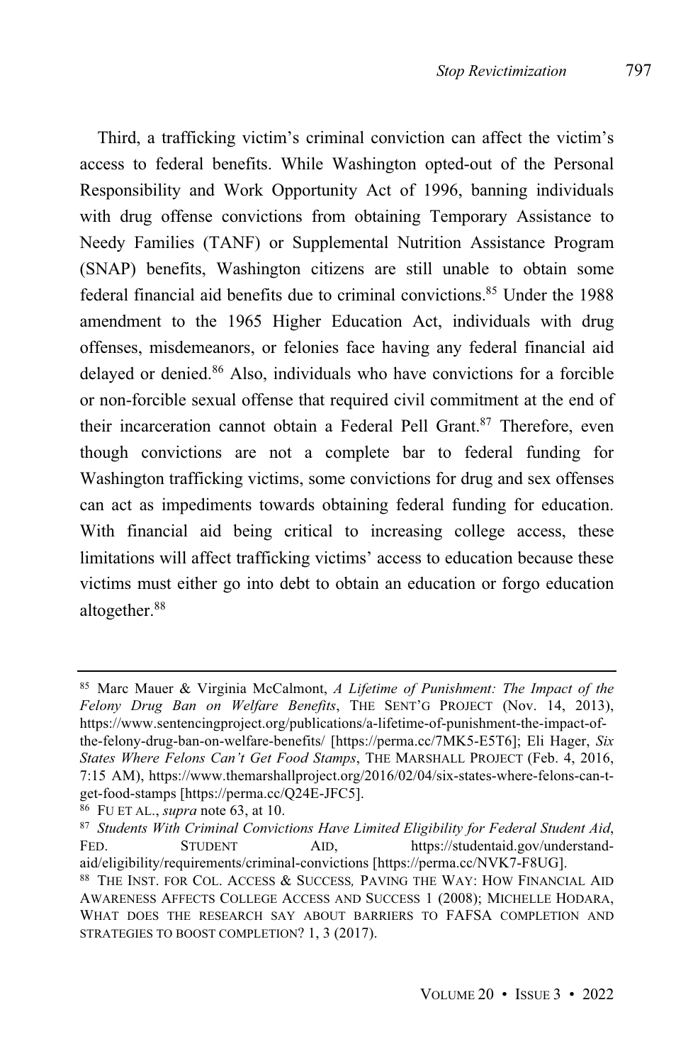Third, a trafficking victim's criminal conviction can affect the victim's access to federal benefits. While Washington opted-out of the Personal Responsibility and Work Opportunity Act of 1996, banning individuals with drug offense convictions from obtaining Temporary Assistance to Needy Families (TANF) or Supplemental Nutrition Assistance Program (SNAP) benefits, Washington citizens are still unable to obtain some federal financial aid benefits due to criminal convictions.[85] Under the 1988 amendment to the 1965 Higher Education Act, individuals with drug offenses, misdemeanors, or felonies face having any federal financial aid delayed or denied.[86] Also, individuals who have convictions for a forcible or non-forcible sexual offense that required civil commitment at the end of their incarceration cannot obtain a Federal Pell Grant.[87] Therefore, even though convictions are not a complete bar to federal funding for Washington trafficking victims, some convictions for drug and sex offenses can act as impediments towards obtaining federal funding for education. With financial aid being critical to increasing college access, these limitations will affect trafficking victims' access to education because these victims must either go into debt to obtain an education or forgo education altogether.[88]

---

[85] Marc Mauer & Virginia McCalmont, *A Lifetime of Punishment: The Impact of the Felony Drug Ban on Welfare Benefits*, THE SENT'G PROJECT (Nov. 14, 2013), https://www.sentencingproject.org/publications/a-lifetime-of-punishment-the-impact-of-the-felony-drug-ban-on-welfare-benefits/ [https://perma.cc/7MK5-E5T6]; Eli Hager, *Six States Where Felons Can't Get Food Stamps*, THE MARSHALL PROJECT (Feb. 4, 2016, 7:15 AM), https://www.themarshallproject.org/2016/02/04/six-states-where-felons-can-t-get-food-stamps [https://perma.cc/Q24E-JFC5].

[86] FU ET AL., *supra* note 63, at 10.

[87] *Students With Criminal Convictions Have Limited Eligibility for Federal Student Aid*, FED. STUDENT AID, https://studentaid.gov/understand-aid/eligibility/requirements/criminal-convictions [https://perma.cc/NVK7-F8UG].

[88] THE INST. FOR COL. ACCESS & SUCCESS, PAVING THE WAY: HOW FINANCIAL AID AWARENESS AFFECTS COLLEGE ACCESS AND SUCCESS 1 (2008); MICHELLE HODARA, WHAT DOES THE RESEARCH SAY ABOUT BARRIERS TO FAFSA COMPLETION AND STRATEGIES TO BOOST COMPLETION? 1, 3 (2017).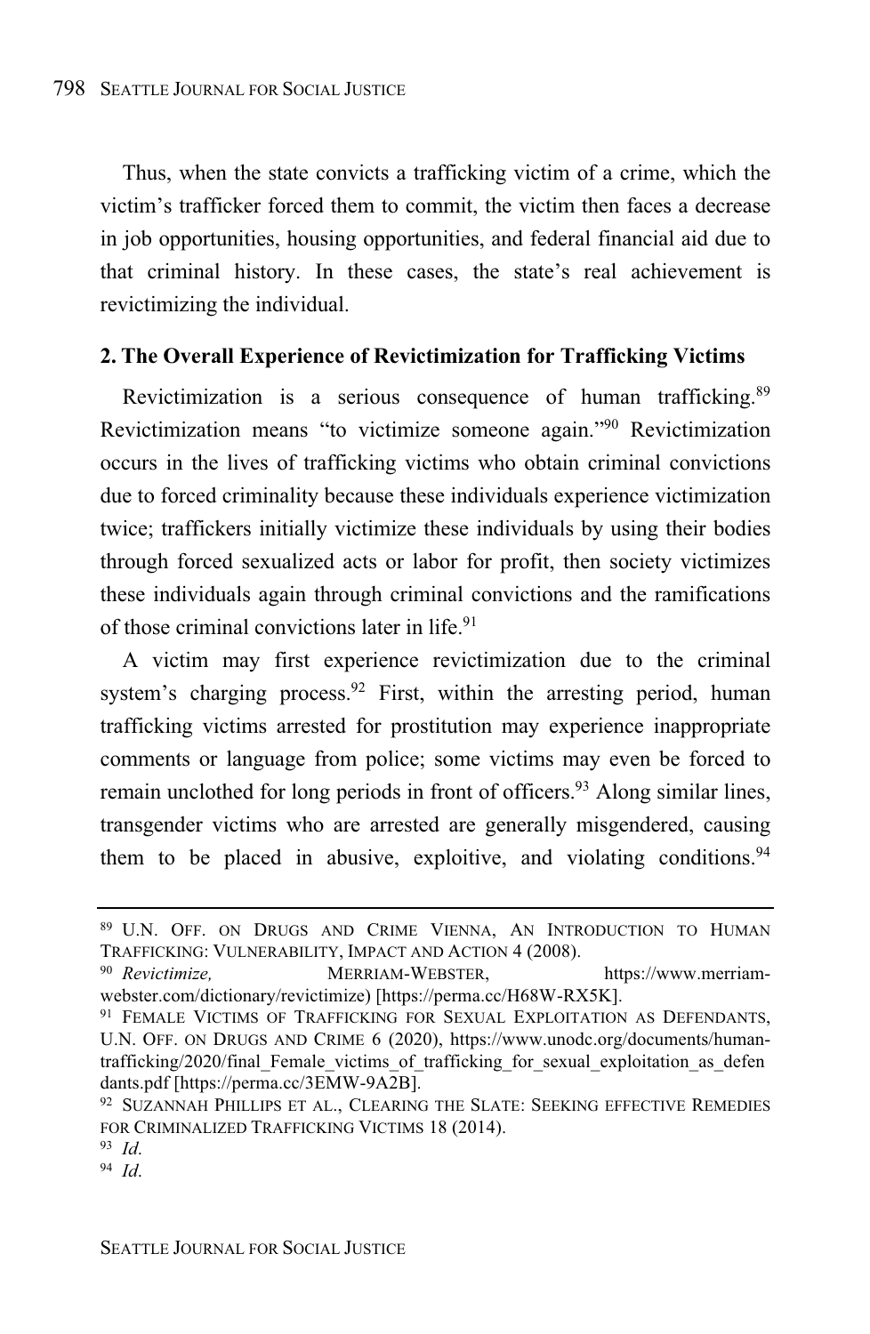Thus, when the state convicts a trafficking victim of a crime, which the victim's trafficker forced them to commit, the victim then faces a decrease in job opportunities, housing opportunities, and federal financial aid due to that criminal history. In these cases, the state's real achievement is revictimizing the individual.

**2. The Overall Experience of Revictimization for Trafficking Victims**

Revictimization is a serious consequence of human trafficking.[89] Revictimization means "to victimize someone again."[90] Revictimization occurs in the lives of trafficking victims who obtain criminal convictions due to forced criminality because these individuals experience victimization twice; traffickers initially victimize these individuals by using their bodies through forced sexualized acts or labor for profit, then society victimizes these individuals again through criminal convictions and the ramifications of those criminal convictions later in life.[91]

A victim may first experience revictimization due to the criminal system's charging process.[92] First, within the arresting period, human trafficking victims arrested for prostitution may experience inappropriate comments or language from police; some victims may even be forced to remain unclothed for long periods in front of officers.[93] Along similar lines, transgender victims who are arrested are generally misgendered, causing them to be placed in abusive, exploitive, and violating conditions.[94]

---

[89] U.N. Off. on Drugs and Crime Vienna, An Introduction to Human Trafficking: Vulnerability, Impact and Action 4 (2008).

[90] *Revictimize,* Merriam-Webster, https://www.merriam-webster.com/dictionary/revictimize) [https://perma.cc/H68W-RX5K].

[91] Female Victims of Trafficking for Sexual Exploitation as Defendants, U.N. Off. on Drugs and Crime 6 (2020), https://www.unodc.org/documents/human-trafficking/2020/final_Female_victims_of_trafficking_for_sexual_exploitation_as_defendants.pdf [https://perma.cc/3EMW-9A2B].

[92] Suzannah Phillips et al., Clearing the Slate: Seeking effective Remedies for Criminalized Trafficking Victims 18 (2014).

[93] *Id.*

[94] *Id.*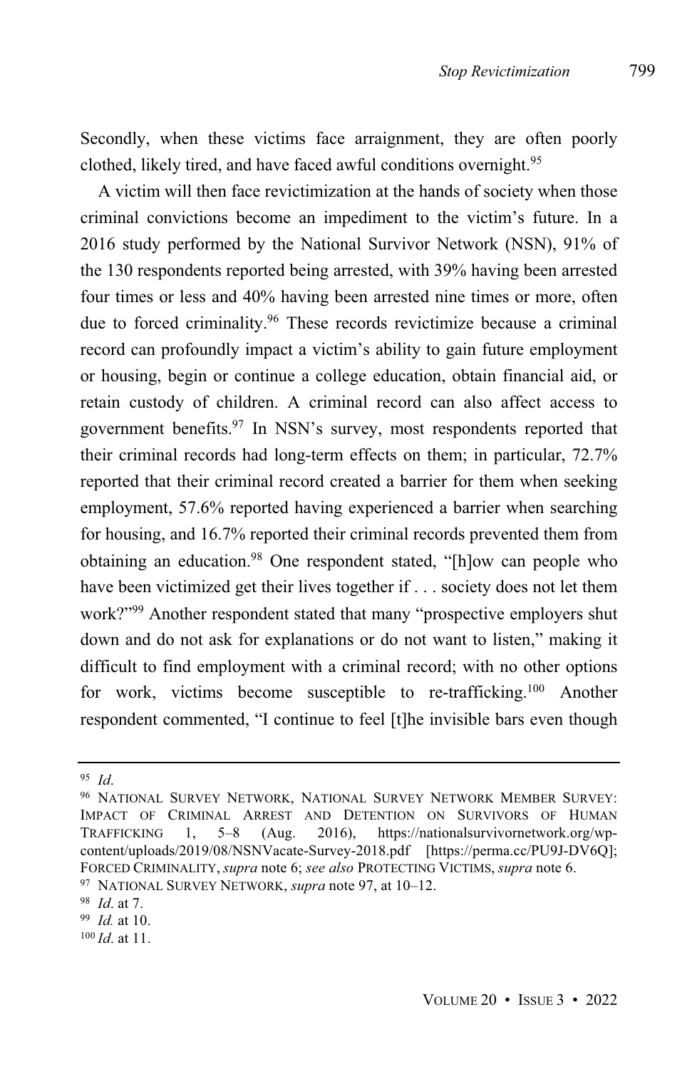Secondly, when these victims face arraignment, they are often poorly clothed, likely tired, and have faced awful conditions overnight.[95]

A victim will then face revictimization at the hands of society when those criminal convictions become an impediment to the victim's future. In a 2016 study performed by the National Survivor Network (NSN), 91% of the 130 respondents reported being arrested, with 39% having been arrested four times or less and 40% having been arrested nine times or more, often due to forced criminality.[96] These records revictimize because a criminal record can profoundly impact a victim's ability to gain future employment or housing, begin or continue a college education, obtain financial aid, or retain custody of children. A criminal record can also affect access to government benefits.[97] In NSN's survey, most respondents reported that their criminal records had long-term effects on them; in particular, 72.7% reported that their criminal record created a barrier for them when seeking employment, 57.6% reported having experienced a barrier when searching for housing, and 16.7% reported their criminal records prevented them from obtaining an education.[98] One respondent stated, "[h]ow can people who have been victimized get their lives together if . . . society does not let them work?"[99] Another respondent stated that many "prospective employers shut down and do not ask for explanations or do not want to listen," making it difficult to find employment with a criminal record; with no other options for work, victims become susceptible to re-trafficking.[100] Another respondent commented, "I continue to feel [t]he invisible bars even though

---

[95] *Id.*

[96] NATIONAL SURVEY NETWORK, NATIONAL SURVEY NETWORK MEMBER SURVEY: IMPACT OF CRIMINAL ARREST AND DETENTION ON SURVIVORS OF HUMAN TRAFFICKING 1, 5–8 (Aug. 2016), https://nationalsurvivornetwork.org/wp-content/uploads/2019/08/NSNVacate-Survey-2018.pdf [https://perma.cc/PU9J-DV6Q]; FORCED CRIMINALITY, *supra* note 6; *see also* PROTECTING VICTIMS, *supra* note 6.

[97] NATIONAL SURVEY NETWORK, *supra* note 97, at 10–12.

[98] *Id.* at 7.

[99] *Id.* at 10.

[100] *Id.* at 11.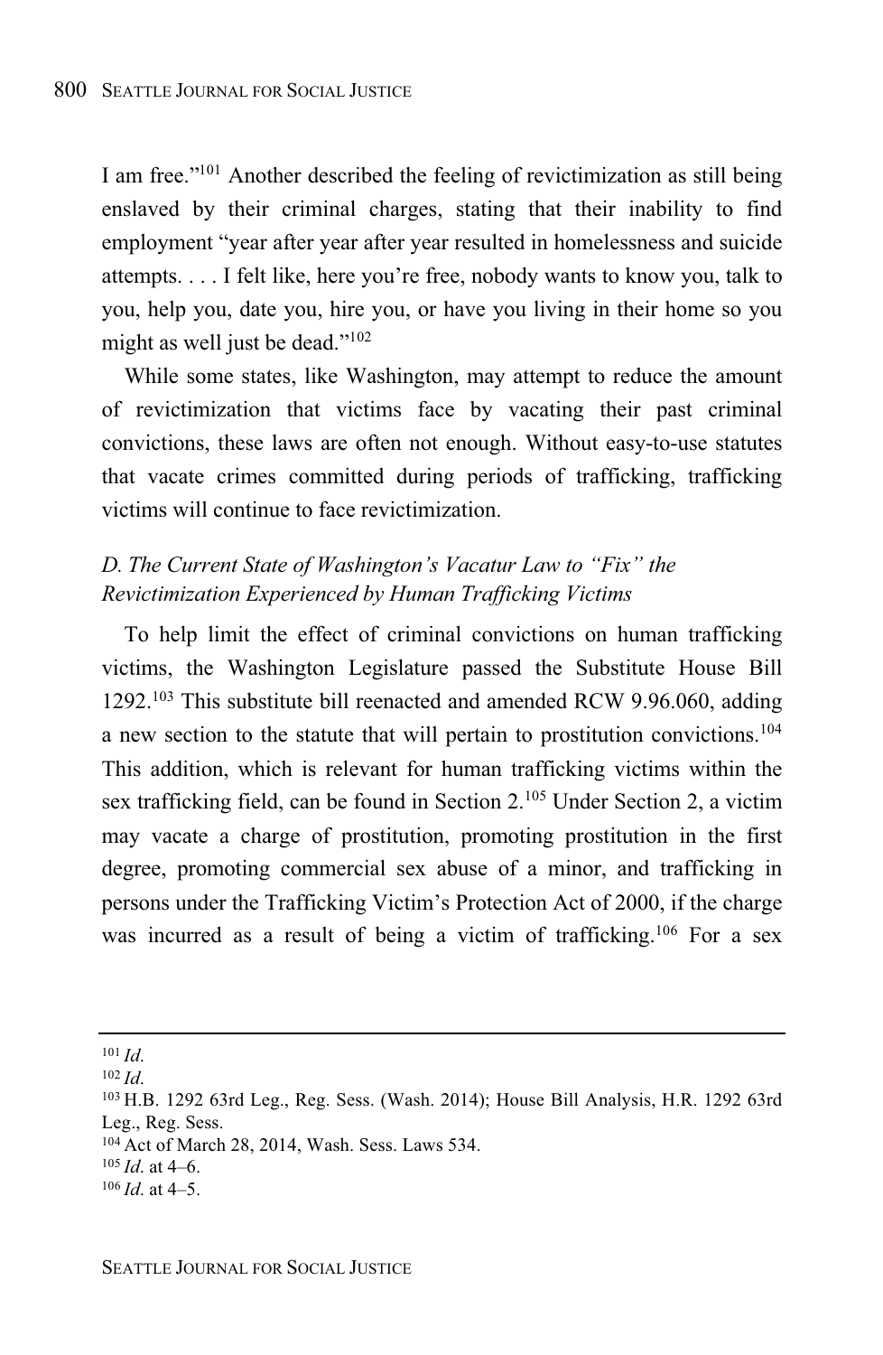I am free."[101] Another described the feeling of revictimization as still being enslaved by their criminal charges, stating that their inability to find employment "year after year after year resulted in homelessness and suicide attempts. . . . I felt like, here you're free, nobody wants to know you, talk to you, help you, date you, hire you, or have you living in their home so you might as well just be dead."[102]

While some states, like Washington, may attempt to reduce the amount of revictimization that victims face by vacating their past criminal convictions, these laws are often not enough. Without easy-to-use statutes that vacate crimes committed during periods of trafficking, trafficking victims will continue to face revictimization.

*D. The Current State of Washington's Vacatur Law to "Fix" the Revictimization Experienced by Human Trafficking Victims*

To help limit the effect of criminal convictions on human trafficking victims, the Washington Legislature passed the Substitute House Bill 1292.[103] This substitute bill reenacted and amended RCW 9.96.060, adding a new section to the statute that will pertain to prostitution convictions.[104] This addition, which is relevant for human trafficking victims within the sex trafficking field, can be found in Section 2.[105] Under Section 2, a victim may vacate a charge of prostitution, promoting prostitution in the first degree, promoting commercial sex abuse of a minor, and trafficking in persons under the Trafficking Victim's Protection Act of 2000, if the charge was incurred as a result of being a victim of trafficking.[106] For a sex

---

[101] *Id.*

[102] *Id.*

[103] H.B. 1292 63rd Leg., Reg. Sess. (Wash. 2014); House Bill Analysis, H.R. 1292 63rd Leg., Reg. Sess.

[104] Act of March 28, 2014, Wash. Sess. Laws 534.

[105] *Id.* at 4–6.

[106] *Id.* at 4–5.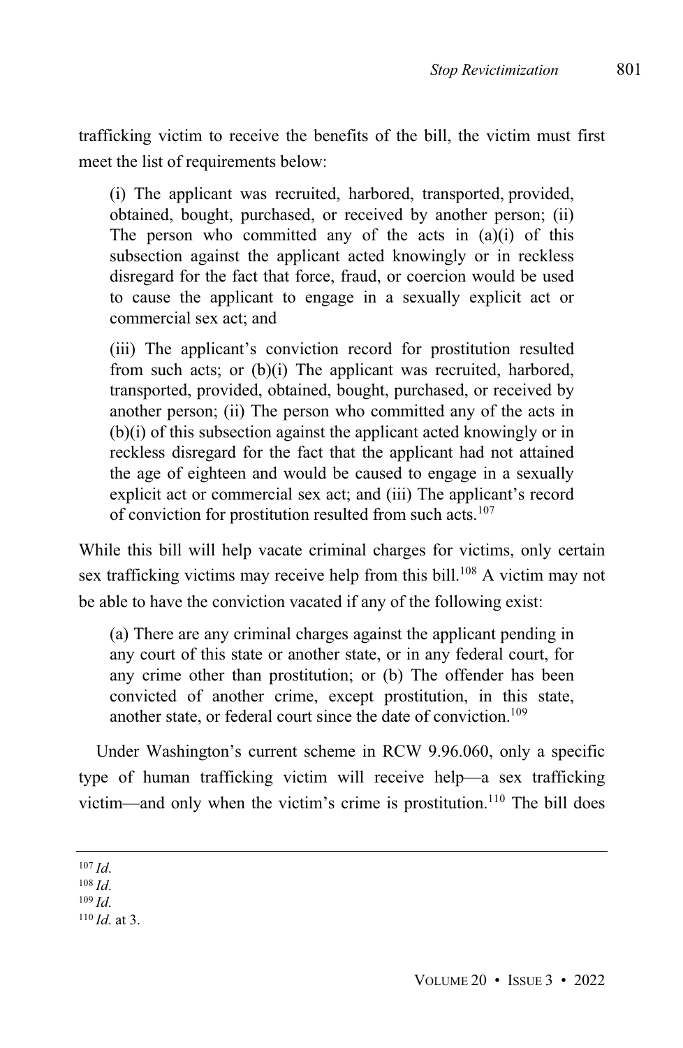trafficking victim to receive the benefits of the bill, the victim must first meet the list of requirements below:

> (i) The applicant was recruited, harbored, transported, provided, obtained, bought, purchased, or received by another person; (ii) The person who committed any of the acts in (a)(i) of this subsection against the applicant acted knowingly or in reckless disregard for the fact that force, fraud, or coercion would be used to cause the applicant to engage in a sexually explicit act or commercial sex act; and
>
> (iii) The applicant's conviction record for prostitution resulted from such acts; or (b)(i) The applicant was recruited, harbored, transported, provided, obtained, bought, purchased, or received by another person; (ii) The person who committed any of the acts in (b)(i) of this subsection against the applicant acted knowingly or in reckless disregard for the fact that the applicant had not attained the age of eighteen and would be caused to engage in a sexually explicit act or commercial sex act; and (iii) The applicant's record of conviction for prostitution resulted from such acts.[107]

While this bill will help vacate criminal charges for victims, only certain sex trafficking victims may receive help from this bill.[108] A victim may not be able to have the conviction vacated if any of the following exist:

> (a) There are any criminal charges against the applicant pending in any court of this state or another state, or in any federal court, for any crime other than prostitution; or (b) The offender has been convicted of another crime, except prostitution, in this state, another state, or federal court since the date of conviction.[109]

Under Washington's current scheme in RCW 9.96.060, only a specific type of human trafficking victim will receive help—a sex trafficking victim—and only when the victim's crime is prostitution.[110] The bill does

---

[107] *Id.*

[108] *Id.*

[109] *Id.*

[110] *Id.* at 3.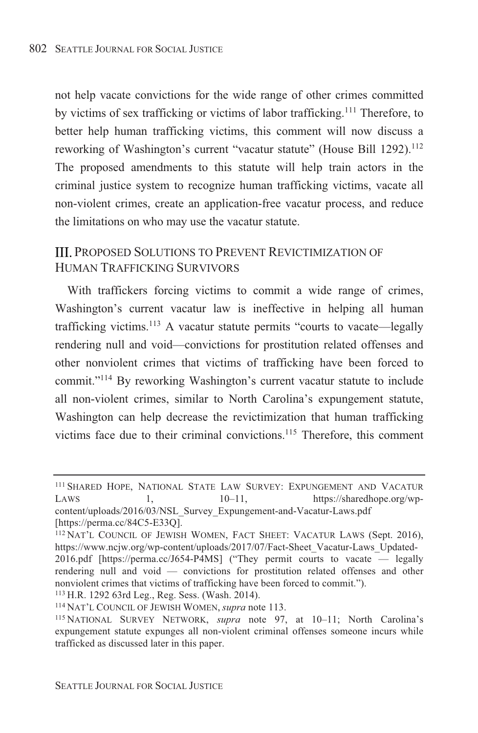not help vacate convictions for the wide range of other crimes committed by victims of sex trafficking or victims of labor trafficking.[111] Therefore, to better help human trafficking victims, this comment will now discuss a reworking of Washington's current "vacatur statute" (House Bill 1292).[112] The proposed amendments to this statute will help train actors in the criminal justice system to recognize human trafficking victims, vacate all non-violent crimes, create an application-free vacatur process, and reduce the limitations on who may use the vacatur statute.

## III. Proposed Solutions to Prevent Revictimization of Human Trafficking Survivors

With traffickers forcing victims to commit a wide range of crimes, Washington's current vacatur law is ineffective in helping all human trafficking victims.[113] A vacatur statute permits "courts to vacate—legally rendering null and void—convictions for prostitution related offenses and other nonviolent crimes that victims of trafficking have been forced to commit."[114] By reworking Washington's current vacatur statute to include all non-violent crimes, similar to North Carolina's expungement statute, Washington can help decrease the revictimization that human trafficking victims face due to their criminal convictions.[115] Therefore, this comment

---

[111] Shared Hope, National State Law Survey: Expungement and Vacatur Laws 1, 10–11, https://sharedhope.org/wp-content/uploads/2016/03/NSL_Survey_Expungement-and-Vacatur-Laws.pdf [https://perma.cc/84C5-E33Q].

[112] Nat'l Council of Jewish Women, Fact Sheet: Vacatur Laws (Sept. 2016), https://www.ncjw.org/wp-content/uploads/2017/07/Fact-Sheet_Vacatur-Laws_Updated-2016.pdf [https://perma.cc/J654-P4MS] ("They permit courts to vacate — legally rendering null and void — convictions for prostitution related offenses and other nonviolent crimes that victims of trafficking have been forced to commit.").

[113] H.R. 1292 63rd Leg., Reg. Sess. (Wash. 2014).

[114] Nat'l Council of Jewish Women, *supra* note 113.

[115] National Survey Network, *supra* note 97, at 10–11; North Carolina's expungement statute expunges all non-violent criminal offenses someone incurs while trafficked as discussed later in this paper.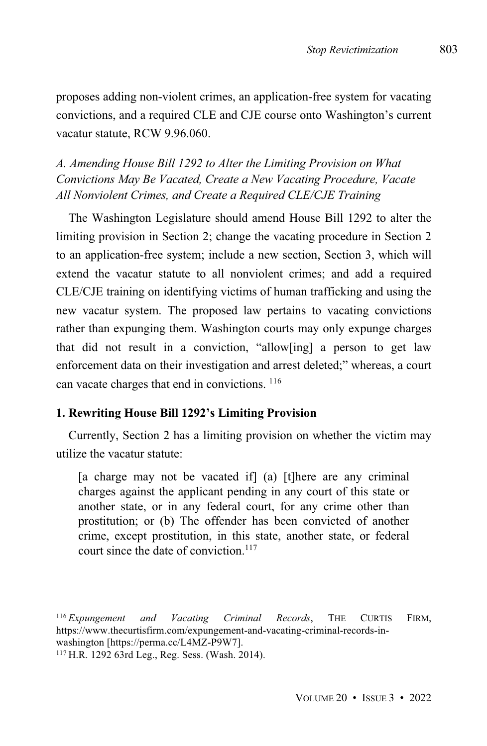proposes adding non-violent crimes, an application-free system for vacating convictions, and a required CLE and CJE course onto Washington's current vacatur statute, RCW 9.96.060.

### *A. Amending House Bill 1292 to Alter the Limiting Provision on What Convictions May Be Vacated, Create a New Vacating Procedure, Vacate All Nonviolent Crimes, and Create a Required CLE/CJE Training*

The Washington Legislature should amend House Bill 1292 to alter the limiting provision in Section 2; change the vacating procedure in Section 2 to an application-free system; include a new section, Section 3, which will extend the vacatur statute to all nonviolent crimes; and add a required CLE/CJE training on identifying victims of human trafficking and using the new vacatur system. The proposed law pertains to vacating convictions rather than expunging them. Washington courts may only expunge charges that did not result in a conviction, "allow[ing] a person to get law enforcement data on their investigation and arrest deleted;" whereas, a court can vacate charges that end in convictions. [116]

#### **1. Rewriting House Bill 1292's Limiting Provision**

Currently, Section 2 has a limiting provision on whether the victim may utilize the vacatur statute:

> [a charge may not be vacated if] (a) [t]here are any criminal charges against the applicant pending in any court of this state or another state, or in any federal court, for any crime other than prostitution; or (b) The offender has been convicted of another crime, except prostitution, in this state, another state, or federal court since the date of conviction.[117]

---

[116] *Expungement and Vacating Criminal Records*, THE CURTIS FIRM, https://www.thecurtisfirm.com/expungement-and-vacating-criminal-records-in-washington [https://perma.cc/L4MZ-P9W7].

[117] H.R. 1292 63rd Leg., Reg. Sess. (Wash. 2014).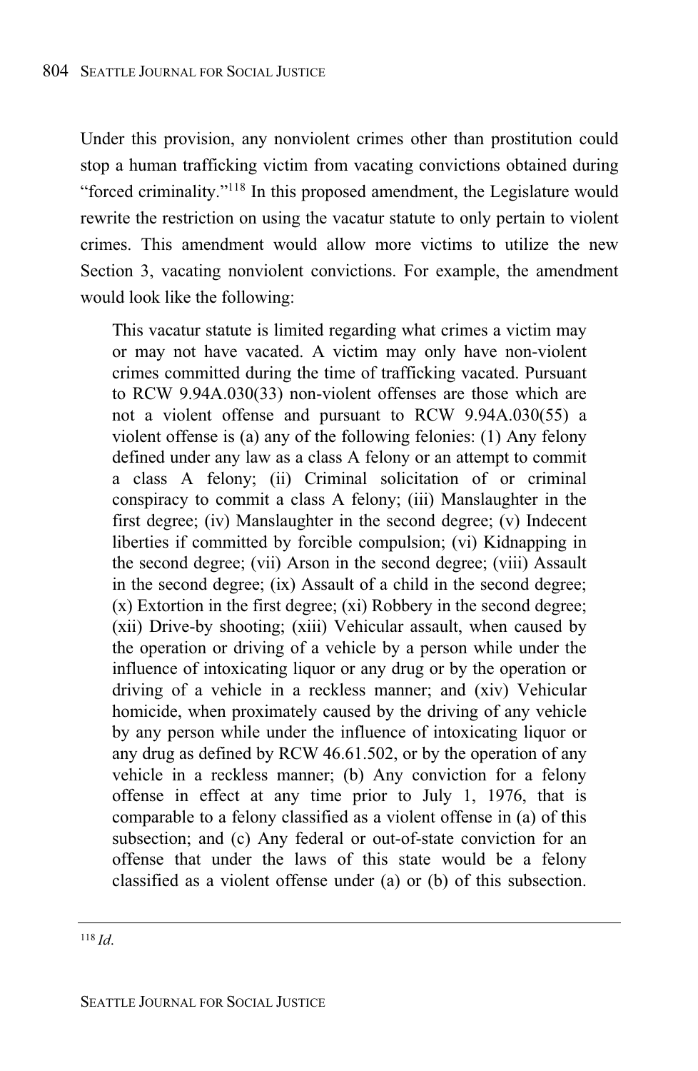Under this provision, any nonviolent crimes other than prostitution could stop a human trafficking victim from vacating convictions obtained during "forced criminality."[118] In this proposed amendment, the Legislature would rewrite the restriction on using the vacatur statute to only pertain to violent crimes. This amendment would allow more victims to utilize the new Section 3, vacating nonviolent convictions. For example, the amendment would look like the following:

> This vacatur statute is limited regarding what crimes a victim may or may not have vacated. A victim may only have non-violent crimes committed during the time of trafficking vacated. Pursuant to RCW 9.94A.030(33) non-violent offenses are those which are not a violent offense and pursuant to RCW 9.94A.030(55) a violent offense is (a) any of the following felonies: (1) Any felony defined under any law as a class A felony or an attempt to commit a class A felony; (ii) Criminal solicitation of or criminal conspiracy to commit a class A felony; (iii) Manslaughter in the first degree; (iv) Manslaughter in the second degree; (v) Indecent liberties if committed by forcible compulsion; (vi) Kidnapping in the second degree; (vii) Arson in the second degree; (viii) Assault in the second degree; (ix) Assault of a child in the second degree; (x) Extortion in the first degree; (xi) Robbery in the second degree; (xii) Drive-by shooting; (xiii) Vehicular assault, when caused by the operation or driving of a vehicle by a person while under the influence of intoxicating liquor or any drug or by the operation or driving of a vehicle in a reckless manner; and (xiv) Vehicular homicide, when proximately caused by the driving of any vehicle by any person while under the influence of intoxicating liquor or any drug as defined by RCW 46.61.502, or by the operation of any vehicle in a reckless manner; (b) Any conviction for a felony offense in effect at any time prior to July 1, 1976, that is comparable to a felony classified as a violent offense in (a) of this subsection; and (c) Any federal or out-of-state conviction for an offense that under the laws of this state would be a felony classified as a violent offense under (a) or (b) of this subsection.

---

[118] *Id.*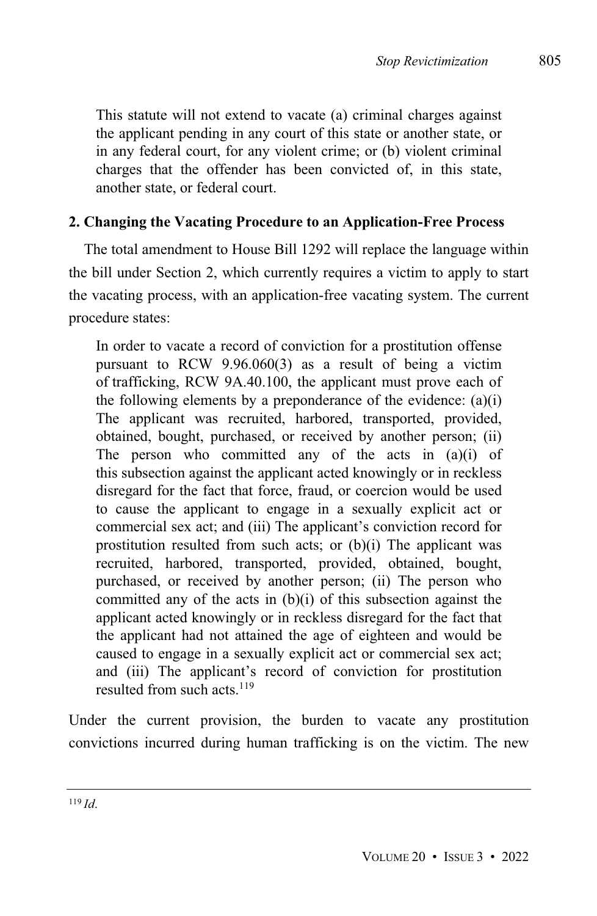> This statute will not extend to vacate (a) criminal charges against the applicant pending in any court of this state or another state, or in any federal court, for any violent crime; or (b) violent criminal charges that the offender has been convicted of, in this state, another state, or federal court.

**2. Changing the Vacating Procedure to an Application-Free Process**

The total amendment to House Bill 1292 will replace the language within the bill under Section 2, which currently requires a victim to apply to start the vacating process, with an application-free vacating system. The current procedure states:

> In order to vacate a record of conviction for a prostitution offense pursuant to RCW 9.96.060(3) as a result of being a victim of trafficking, RCW 9A.40.100, the applicant must prove each of the following elements by a preponderance of the evidence: (a)(i) The applicant was recruited, harbored, transported, provided, obtained, bought, purchased, or received by another person; (ii) The person who committed any of the acts in (a)(i) of this subsection against the applicant acted knowingly or in reckless disregard for the fact that force, fraud, or coercion would be used to cause the applicant to engage in a sexually explicit act or commercial sex act; and (iii) The applicant's conviction record for prostitution resulted from such acts; or (b)(i) The applicant was recruited, harbored, transported, provided, obtained, bought, purchased, or received by another person; (ii) The person who committed any of the acts in (b)(i) of this subsection against the applicant acted knowingly or in reckless disregard for the fact that the applicant had not attained the age of eighteen and would be caused to engage in a sexually explicit act or commercial sex act; and (iii) The applicant's record of conviction for prostitution resulted from such acts.[119]

Under the current provision, the burden to vacate any prostitution convictions incurred during human trafficking is on the victim. The new

[119] *Id.*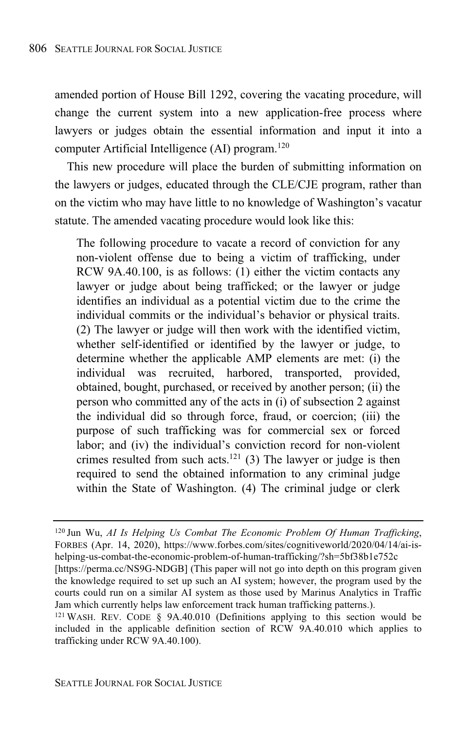amended portion of House Bill 1292, covering the vacating procedure, will change the current system into a new application-free process where lawyers or judges obtain the essential information and input it into a computer Artificial Intelligence (AI) program.[120]

This new procedure will place the burden of submitting information on the lawyers or judges, educated through the CLE/CJE program, rather than on the victim who may have little to no knowledge of Washington's vacatur statute. The amended vacating procedure would look like this:

> The following procedure to vacate a record of conviction for any non-violent offense due to being a victim of trafficking, under RCW 9A.40.100, is as follows: (1) either the victim contacts any lawyer or judge about being trafficked; or the lawyer or judge identifies an individual as a potential victim due to the crime the individual commits or the individual's behavior or physical traits. (2) The lawyer or judge will then work with the identified victim, whether self-identified or identified by the lawyer or judge, to determine whether the applicable AMP elements are met: (i) the individual was recruited, harbored, transported, provided, obtained, bought, purchased, or received by another person; (ii) the person who committed any of the acts in (i) of subsection 2 against the individual did so through force, fraud, or coercion; (iii) the purpose of such trafficking was for commercial sex or forced labor; and (iv) the individual's conviction record for non-violent crimes resulted from such acts.[121] (3) The lawyer or judge is then required to send the obtained information to any criminal judge within the State of Washington. (4) The criminal judge or clerk

---

[120] Jun Wu, *AI Is Helping Us Combat The Economic Problem Of Human Trafficking*, FORBES (Apr. 14, 2020), https://www.forbes.com/sites/cognitiveworld/2020/04/14/ai-is-helping-us-combat-the-economic-problem-of-human-trafficking/?sh=5bf38b1e752c [https://perma.cc/NS9G-NDGB] (This paper will not go into depth on this program given the knowledge required to set up such an AI system; however, the program used by the courts could run on a similar AI system as those used by Marinus Analytics in Traffic Jam which currently helps law enforcement track human trafficking patterns.).

[121] WASH. REV. CODE § 9A.40.010 (Definitions applying to this section would be included in the applicable definition section of RCW 9A.40.010 which applies to trafficking under RCW 9A.40.100).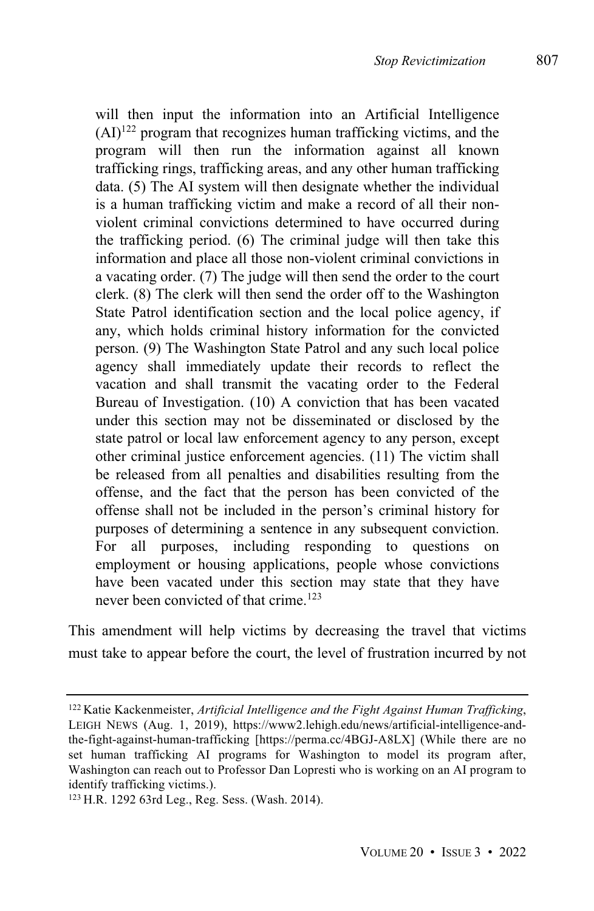> will then input the information into an Artificial Intelligence (AI)[122] program that recognizes human trafficking victims, and the program will then run the information against all known trafficking rings, trafficking areas, and any other human trafficking data. (5) The AI system will then designate whether the individual is a human trafficking victim and make a record of all their non-violent criminal convictions determined to have occurred during the trafficking period. (6) The criminal judge will then take this information and place all those non-violent criminal convictions in a vacating order. (7) The judge will then send the order to the court clerk. (8) The clerk will then send the order off to the Washington State Patrol identification section and the local police agency, if any, which holds criminal history information for the convicted person. (9) The Washington State Patrol and any such local police agency shall immediately update their records to reflect the vacation and shall transmit the vacating order to the Federal Bureau of Investigation. (10) A conviction that has been vacated under this section may not be disseminated or disclosed by the state patrol or local law enforcement agency to any person, except other criminal justice enforcement agencies. (11) The victim shall be released from all penalties and disabilities resulting from the offense, and the fact that the person has been convicted of the offense shall not be included in the person's criminal history for purposes of determining a sentence in any subsequent conviction. For all purposes, including responding to questions on employment or housing applications, people whose convictions have been vacated under this section may state that they have never been convicted of that crime.[123]

This amendment will help victims by decreasing the travel that victims must take to appear before the court, the level of frustration incurred by not

---

[122] Katie Kackenmeister, *Artificial Intelligence and the Fight Against Human Trafficking*, LEIGH NEWS (Aug. 1, 2019), https://www2.lehigh.edu/news/artificial-intelligence-and-the-fight-against-human-trafficking [https://perma.cc/4BGJ-A8LX] (While there are no set human trafficking AI programs for Washington to model its program after, Washington can reach out to Professor Dan Lopresti who is working on an AI program to identify trafficking victims.).

[123] H.R. 1292 63rd Leg., Reg. Sess. (Wash. 2014).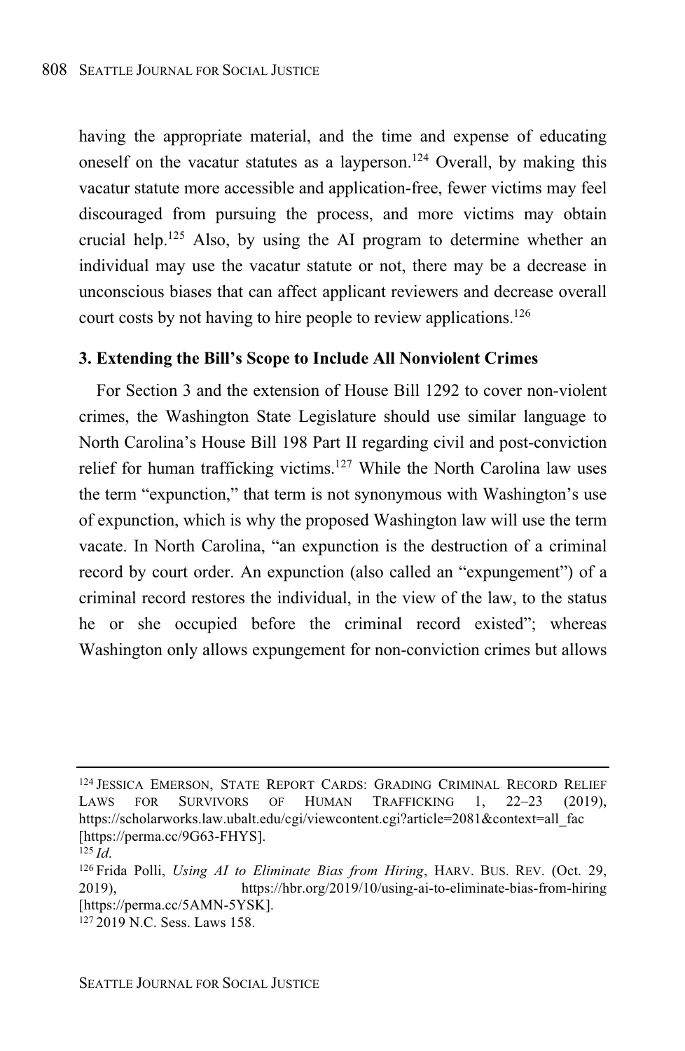having the appropriate material, and the time and expense of educating oneself on the vacatur statutes as a layperson.[124] Overall, by making this vacatur statute more accessible and application-free, fewer victims may feel discouraged from pursuing the process, and more victims may obtain crucial help.[125] Also, by using the AI program to determine whether an individual may use the vacatur statute or not, there may be a decrease in unconscious biases that can affect applicant reviewers and decrease overall court costs by not having to hire people to review applications.[126]

### 3. Extending the Bill's Scope to Include All Nonviolent Crimes

For Section 3 and the extension of House Bill 1292 to cover non-violent crimes, the Washington State Legislature should use similar language to North Carolina's House Bill 198 Part II regarding civil and post-conviction relief for human trafficking victims.[127] While the North Carolina law uses the term "expunction," that term is not synonymous with Washington's use of expunction, which is why the proposed Washington law will use the term vacate. In North Carolina, "an expunction is the destruction of a criminal record by court order. An expunction (also called an "expungement") of a criminal record restores the individual, in the view of the law, to the status he or she occupied before the criminal record existed"; whereas Washington only allows expungement for non-conviction crimes but allows

---

[124] JESSICA EMERSON, STATE REPORT CARDS: GRADING CRIMINAL RECORD RELIEF LAWS FOR SURVIVORS OF HUMAN TRAFFICKING 1, 22–23 (2019), https://scholarworks.law.ubalt.edu/cgi/viewcontent.cgi?article=2081&context=all_fac [https://perma.cc/9G63-FHYS].

[125] *Id.*

[126] Frida Polli, *Using AI to Eliminate Bias from Hiring*, HARV. BUS. REV. (Oct. 29, 2019), https://hbr.org/2019/10/using-ai-to-eliminate-bias-from-hiring [https://perma.cc/5AMN-5YSK].

[127] 2019 N.C. Sess. Laws 158.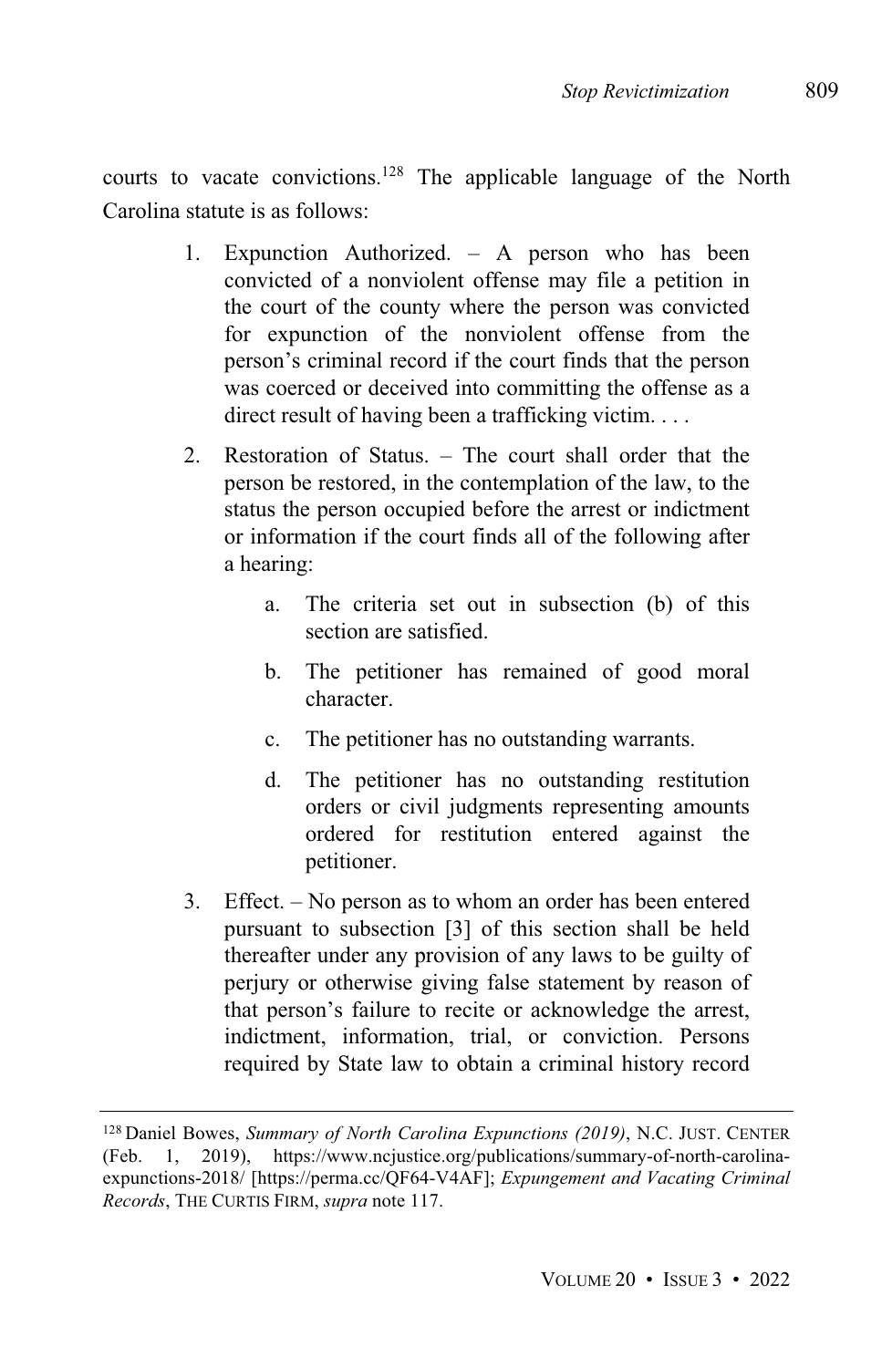courts to vacate convictions.[128] The applicable language of the North Carolina statute is as follows:

> 1. Expunction Authorized. – A person who has been convicted of a nonviolent offense may file a petition in the court of the county where the person was convicted for expunction of the nonviolent offense from the person's criminal record if the court finds that the person was coerced or deceived into committing the offense as a direct result of having been a trafficking victim. . . .
> 2. Restoration of Status. – The court shall order that the person be restored, in the contemplation of the law, to the status the person occupied before the arrest or indictment or information if the court finds all of the following after a hearing:
>     a. The criteria set out in subsection (b) of this section are satisfied.
>     b. The petitioner has remained of good moral character.
>     c. The petitioner has no outstanding warrants.
>     d. The petitioner has no outstanding restitution orders or civil judgments representing amounts ordered for restitution entered against the petitioner.
> 3. Effect. – No person as to whom an order has been entered pursuant to subsection [3] of this section shall be held thereafter under any provision of any laws to be guilty of perjury or otherwise giving false statement by reason of that person's failure to recite or acknowledge the arrest, indictment, information, trial, or conviction. Persons required by State law to obtain a criminal history record

---

[128] Daniel Bowes, *Summary of North Carolina Expunctions (2019)*, N.C. JUST. CENTER (Feb. 1, 2019), https://www.ncjustice.org/publications/summary-of-north-carolina-expunctions-2018/ [https://perma.cc/QF64-V4AF]; *Expungement and Vacating Criminal Records*, THE CURTIS FIRM, *supra* note 117.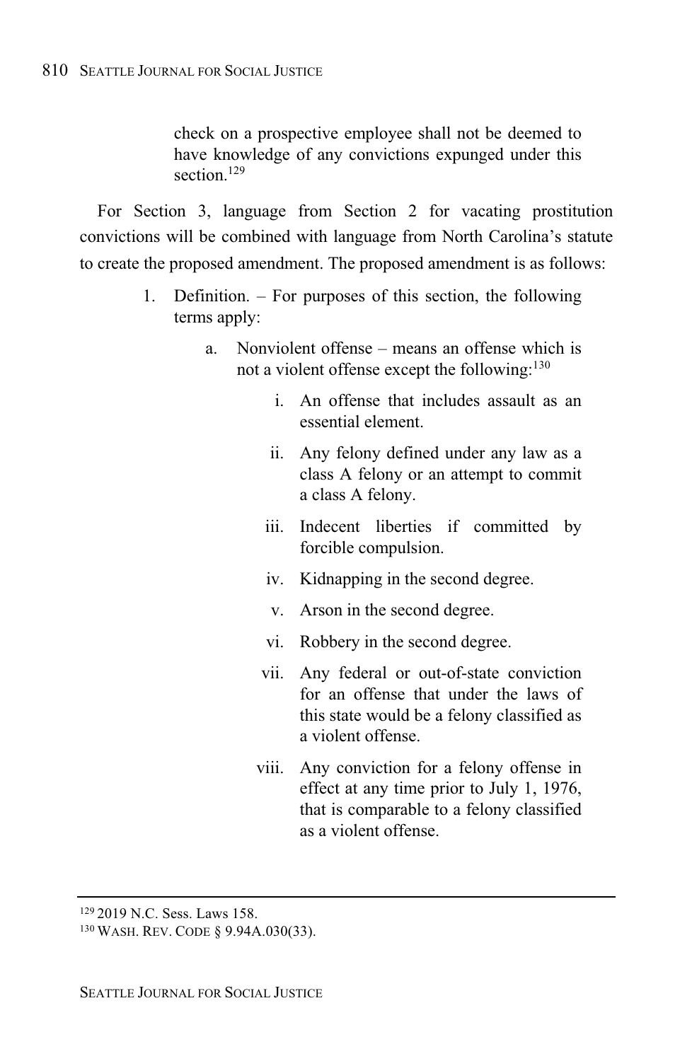> check on a prospective employee shall not be deemed to have knowledge of any convictions expunged under this section.[129]

For Section 3, language from Section 2 for vacating prostitution convictions will be combined with language from North Carolina's statute to create the proposed amendment. The proposed amendment is as follows:

> 1. Definition. – For purposes of this section, the following terms apply:
>     a. Nonviolent offense – means an offense which is not a violent offense except the following:[130]
>         i. An offense that includes assault as an essential element.
>         ii. Any felony defined under any law as a class A felony or an attempt to commit a class A felony.
>         iii. Indecent liberties if committed by forcible compulsion.
>         iv. Kidnapping in the second degree.
>         v. Arson in the second degree.
>         vi. Robbery in the second degree.
>         vii. Any federal or out-of-state conviction for an offense that under the laws of this state would be a felony classified as a violent offense.
>         viii. Any conviction for a felony offense in effect at any time prior to July 1, 1976, that is comparable to a felony classified as a violent offense.

---

[129] 2019 N.C. Sess. Laws 158.

[130] WASH. REV. CODE § 9.94A.030(33).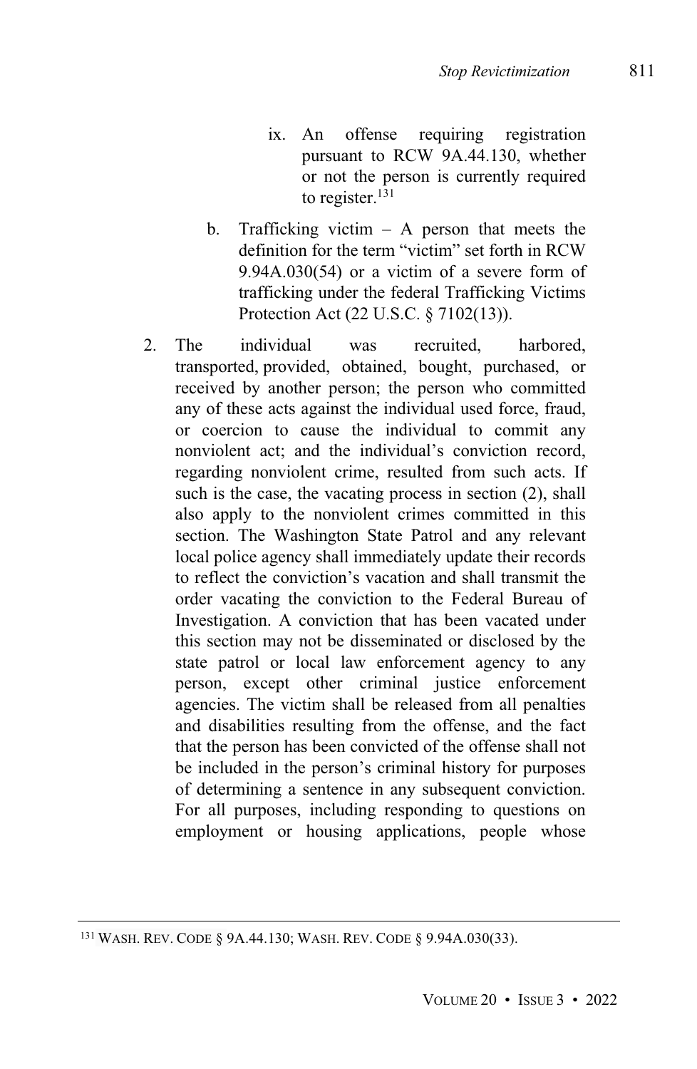ix. An offense requiring registration pursuant to RCW 9A.44.130, whether or not the person is currently required to register.[131]

b. Trafficking victim – A person that meets the definition for the term "victim" set forth in RCW 9.94A.030(54) or a victim of a severe form of trafficking under the federal Trafficking Victims Protection Act (22 U.S.C. § 7102(13)).

2. The individual was recruited, harbored, transported, provided, obtained, bought, purchased, or received by another person; the person who committed any of these acts against the individual used force, fraud, or coercion to cause the individual to commit any nonviolent act; and the individual's conviction record, regarding nonviolent crime, resulted from such acts. If such is the case, the vacating process in section (2), shall also apply to the nonviolent crimes committed in this section. The Washington State Patrol and any relevant local police agency shall immediately update their records to reflect the conviction's vacation and shall transmit the order vacating the conviction to the Federal Bureau of Investigation. A conviction that has been vacated under this section may not be disseminated or disclosed by the state patrol or local law enforcement agency to any person, except other criminal justice enforcement agencies. The victim shall be released from all penalties and disabilities resulting from the offense, and the fact that the person has been convicted of the offense shall not be included in the person's criminal history for purposes of determining a sentence in any subsequent conviction. For all purposes, including responding to questions on employment or housing applications, people whose

---

[131] WASH. REV. CODE § 9A.44.130; WASH. REV. CODE § 9.94A.030(33).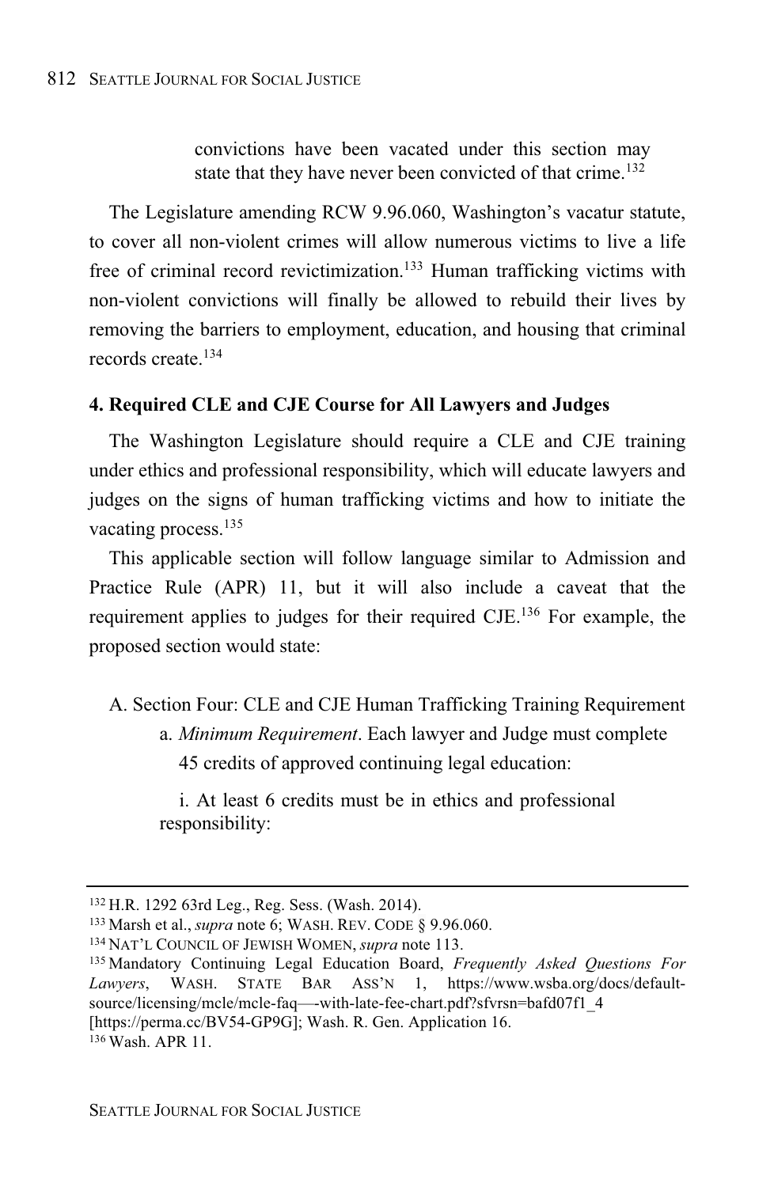> convictions have been vacated under this section may state that they have never been convicted of that crime.[132]

The Legislature amending RCW 9.96.060, Washington's vacatur statute, to cover all non-violent crimes will allow numerous victims to live a life free of criminal record revictimization.[133] Human trafficking victims with non-violent convictions will finally be allowed to rebuild their lives by removing the barriers to employment, education, and housing that criminal records create.[134]

#### 4. Required CLE and CJE Course for All Lawyers and Judges

The Washington Legislature should require a CLE and CJE training under ethics and professional responsibility, which will educate lawyers and judges on the signs of human trafficking victims and how to initiate the vacating process.[135]

This applicable section will follow language similar to Admission and Practice Rule (APR) 11, but it will also include a caveat that the requirement applies to judges for their required CJE.[136] For example, the proposed section would state:

> A. Section Four: CLE and CJE Human Trafficking Training Requirement
>
> a. *Minimum Requirement*. Each lawyer and Judge must complete 45 credits of approved continuing legal education:
>
> i. At least 6 credits must be in ethics and professional responsibility:

---

[132] H.R. 1292 63rd Leg., Reg. Sess. (Wash. 2014).

[133] Marsh et al., *supra* note 6; WASH. REV. CODE § 9.96.060.

[134] NAT'L COUNCIL OF JEWISH WOMEN, *supra* note 113.

[135] Mandatory Continuing Legal Education Board, *Frequently Asked Questions For Lawyers*, WASH. STATE BAR ASS'N 1, https://www.wsba.org/docs/default-source/licensing/mcle/mcle-faq—-with-late-fee-chart.pdf?sfvrsn=bafd07f1_4 [https://perma.cc/BV54-GP9G]; Wash. R. Gen. Application 16.

[136] Wash. APR 11.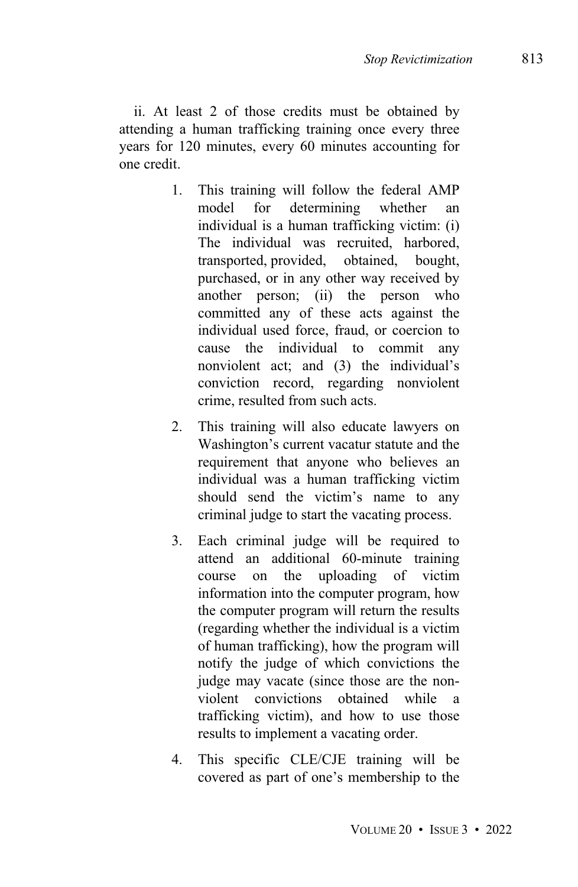ii. At least 2 of those credits must be obtained by attending a human trafficking training once every three years for 120 minutes, every 60 minutes accounting for one credit.

1. This training will follow the federal AMP model for determining whether an individual is a human trafficking victim: (i) The individual was recruited, harbored, transported, provided, obtained, bought, purchased, or in any other way received by another person; (ii) the person who committed any of these acts against the individual used force, fraud, or coercion to cause the individual to commit any nonviolent act; and (3) the individual's conviction record, regarding nonviolent crime, resulted from such acts.

2. This training will also educate lawyers on Washington's current vacatur statute and the requirement that anyone who believes an individual was a human trafficking victim should send the victim's name to any criminal judge to start the vacating process.

3. Each criminal judge will be required to attend an additional 60-minute training course on the uploading of victim information into the computer program, how the computer program will return the results (regarding whether the individual is a victim of human trafficking), how the program will notify the judge of which convictions the judge may vacate (since those are the non-violent convictions obtained while a trafficking victim), and how to use those results to implement a vacating order.

4. This specific CLE/CJE training will be covered as part of one's membership to the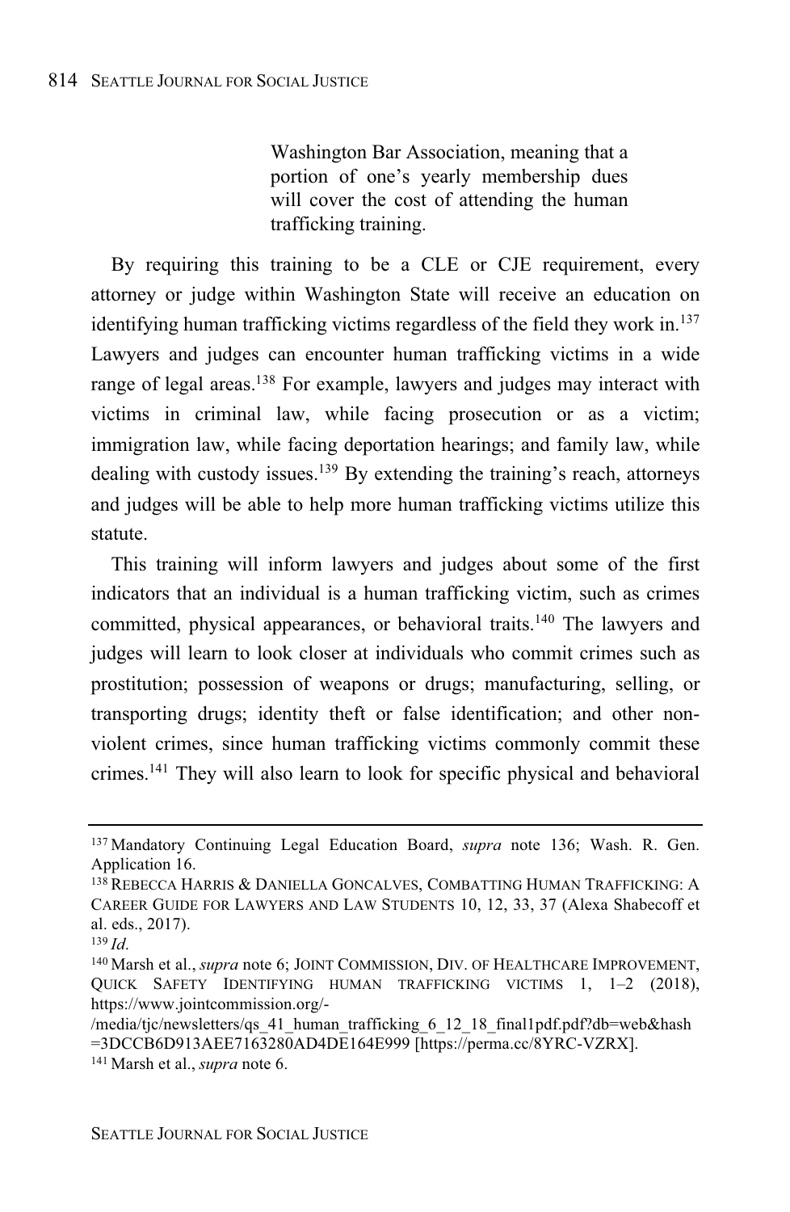> Washington Bar Association, meaning that a portion of one's yearly membership dues will cover the cost of attending the human trafficking training.

By requiring this training to be a CLE or CJE requirement, every attorney or judge within Washington State will receive an education on identifying human trafficking victims regardless of the field they work in.[137] Lawyers and judges can encounter human trafficking victims in a wide range of legal areas.[138] For example, lawyers and judges may interact with victims in criminal law, while facing prosecution or as a victim; immigration law, while facing deportation hearings; and family law, while dealing with custody issues.[139] By extending the training's reach, attorneys and judges will be able to help more human trafficking victims utilize this statute.

This training will inform lawyers and judges about some of the first indicators that an individual is a human trafficking victim, such as crimes committed, physical appearances, or behavioral traits.[140] The lawyers and judges will learn to look closer at individuals who commit crimes such as prostitution; possession of weapons or drugs; manufacturing, selling, or transporting drugs; identity theft or false identification; and other non-violent crimes, since human trafficking victims commonly commit these crimes.[141] They will also learn to look for specific physical and behavioral

---

[137] Mandatory Continuing Legal Education Board, *supra* note 136; Wash. R. Gen. Application 16.

[138] REBECCA HARRIS & DANIELLA GONCALVES, COMBATTING HUMAN TRAFFICKING: A CAREER GUIDE FOR LAWYERS AND LAW STUDENTS 10, 12, 33, 37 (Alexa Shabecoff et al. eds., 2017).

[139] *Id.*

[140] Marsh et al., *supra* note 6; JOINT COMMISSION, DIV. OF HEALTHCARE IMPROVEMENT, QUICK SAFETY IDENTIFYING HUMAN TRAFFICKING VICTIMS 1, 1–2 (2018), https://www.jointcommission.org/-/media/tjc/newsletters/qs_41_human_trafficking_6_12_18_final1pdf.pdf?db=web&hash=3DCCB6D913AEE7163280AD4DE164E999 [https://perma.cc/8YRC-VZRX].

[141] Marsh et al., *supra* note 6.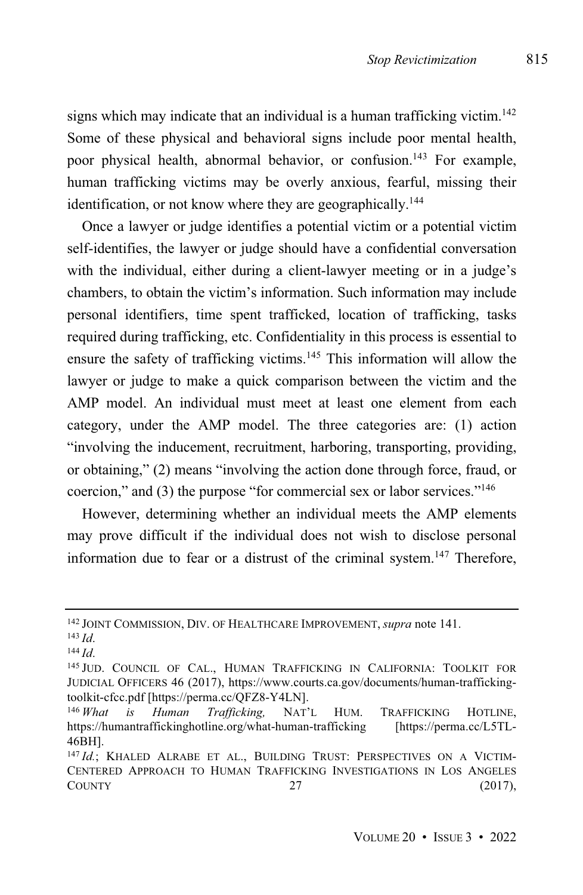signs which may indicate that an individual is a human trafficking victim.[142] Some of these physical and behavioral signs include poor mental health, poor physical health, abnormal behavior, or confusion.[143] For example, human trafficking victims may be overly anxious, fearful, missing their identification, or not know where they are geographically.[144]

Once a lawyer or judge identifies a potential victim or a potential victim self-identifies, the lawyer or judge should have a confidential conversation with the individual, either during a client-lawyer meeting or in a judge's chambers, to obtain the victim's information. Such information may include personal identifiers, time spent trafficked, location of trafficking, tasks required during trafficking, etc. Confidentiality in this process is essential to ensure the safety of trafficking victims.[145] This information will allow the lawyer or judge to make a quick comparison between the victim and the AMP model. An individual must meet at least one element from each category, under the AMP model. The three categories are: (1) action "involving the inducement, recruitment, harboring, transporting, providing, or obtaining," (2) means "involving the action done through force, fraud, or coercion," and (3) the purpose "for commercial sex or labor services."[146]

However, determining whether an individual meets the AMP elements may prove difficult if the individual does not wish to disclose personal information due to fear or a distrust of the criminal system.[147] Therefore,

---

[142] JOINT COMMISSION, DIV. OF HEALTHCARE IMPROVEMENT, *supra* note 141.

[143] *Id.*

[144] *Id.*

[145] JUD. COUNCIL OF CAL., HUMAN TRAFFICKING IN CALIFORNIA: TOOLKIT FOR JUDICIAL OFFICERS 46 (2017), https://www.courts.ca.gov/documents/human-trafficking-toolkit-cfcc.pdf [https://perma.cc/QFZ8-Y4LN].

[146] *What is Human Trafficking,* NAT'L HUM. TRAFFICKING HOTLINE, https://humantraffickinghotline.org/what-human-trafficking [https://perma.cc/L5TL-46BH].

[147] *Id.*; KHALED ALRABE ET AL., BUILDING TRUST: PERSPECTIVES ON A VICTIM-CENTERED APPROACH TO HUMAN TRAFFICKING INVESTIGATIONS IN LOS ANGELES COUNTY 27 (2017),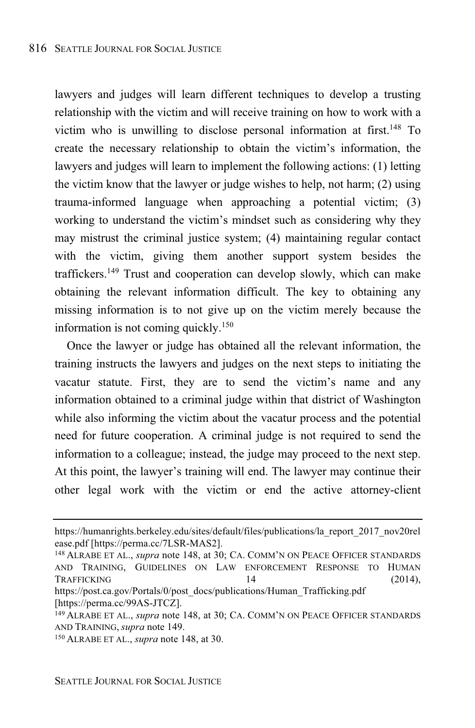lawyers and judges will learn different techniques to develop a trusting relationship with the victim and will receive training on how to work with a victim who is unwilling to disclose personal information at first.[148] To create the necessary relationship to obtain the victim's information, the lawyers and judges will learn to implement the following actions: (1) letting the victim know that the lawyer or judge wishes to help, not harm; (2) using trauma-informed language when approaching a potential victim; (3) working to understand the victim's mindset such as considering why they may mistrust the criminal justice system; (4) maintaining regular contact with the victim, giving them another support system besides the traffickers.[149] Trust and cooperation can develop slowly, which can make obtaining the relevant information difficult. The key to obtaining any missing information is to not give up on the victim merely because the information is not coming quickly.[150]

Once the lawyer or judge has obtained all the relevant information, the training instructs the lawyers and judges on the next steps to initiating the vacatur statute. First, they are to send the victim's name and any information obtained to a criminal judge within that district of Washington while also informing the victim about the vacatur process and the potential need for future cooperation. A criminal judge is not required to send the information to a colleague; instead, the judge may proceed to the next step. At this point, the lawyer's training will end. The lawyer may continue their other legal work with the victim or end the active attorney-client

---

https://humanrights.berkeley.edu/sites/default/files/publications/la_report_2017_nov20release.pdf [https://perma.cc/7LSR-MAS2].

[148] ALRABE ET AL., *supra* note 148, at 30; CA. COMM'N ON PEACE OFFICER STANDARDS AND TRAINING, GUIDELINES ON LAW ENFORCEMENT RESPONSE TO HUMAN TRAFFICKING 14 (2014), https://post.ca.gov/Portals/0/post_docs/publications/Human_Trafficking.pdf [https://perma.cc/99AS-JTCZ].

[149] ALRABE ET AL., *supra* note 148, at 30; CA. COMM'N ON PEACE OFFICER STANDARDS AND TRAINING, *supra* note 149.

[150] ALRABE ET AL., *supra* note 148, at 30.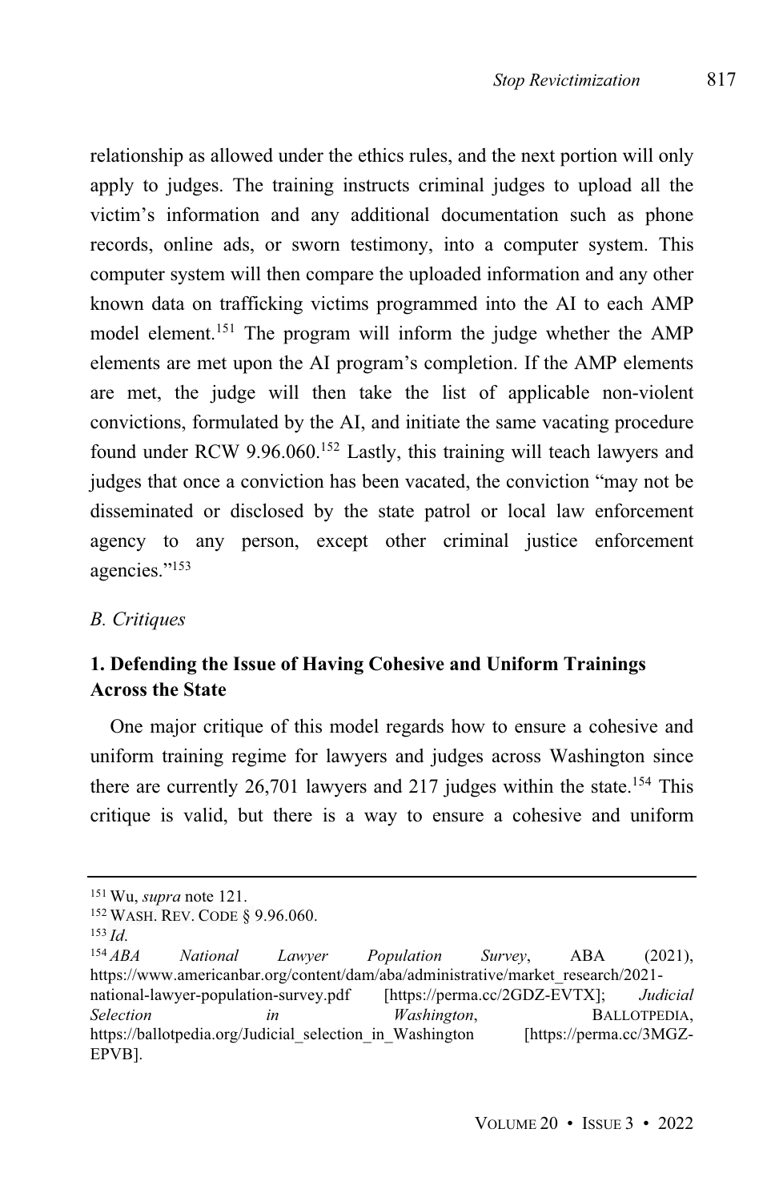relationship as allowed under the ethics rules, and the next portion will only apply to judges. The training instructs criminal judges to upload all the victim's information and any additional documentation such as phone records, online ads, or sworn testimony, into a computer system. This computer system will then compare the uploaded information and any other known data on trafficking victims programmed into the AI to each AMP model element.[151] The program will inform the judge whether the AMP elements are met upon the AI program's completion. If the AMP elements are met, the judge will then take the list of applicable non-violent convictions, formulated by the AI, and initiate the same vacating procedure found under RCW 9.96.060.[152] Lastly, this training will teach lawyers and judges that once a conviction has been vacated, the conviction "may not be disseminated or disclosed by the state patrol or local law enforcement agency to any person, except other criminal justice enforcement agencies."[153]

### *B. Critiques*

#### **1. Defending the Issue of Having Cohesive and Uniform Trainings Across the State**

One major critique of this model regards how to ensure a cohesive and uniform training regime for lawyers and judges across Washington since there are currently 26,701 lawyers and 217 judges within the state.[154] This critique is valid, but there is a way to ensure a cohesive and uniform

---

[151] Wu, *supra* note 121.

[152] WASH. REV. CODE § 9.96.060.

[153] *Id.*

[154] *ABA National Lawyer Population Survey*, ABA (2021), https://www.americanbar.org/content/dam/aba/administrative/market_research/2021-national-lawyer-population-survey.pdf [https://perma.cc/2GDZ-EVTX]; *Judicial Selection in Washington*, BALLOTPEDIA, https://ballotpedia.org/Judicial_selection_in_Washington [https://perma.cc/3MGZ-EPVB].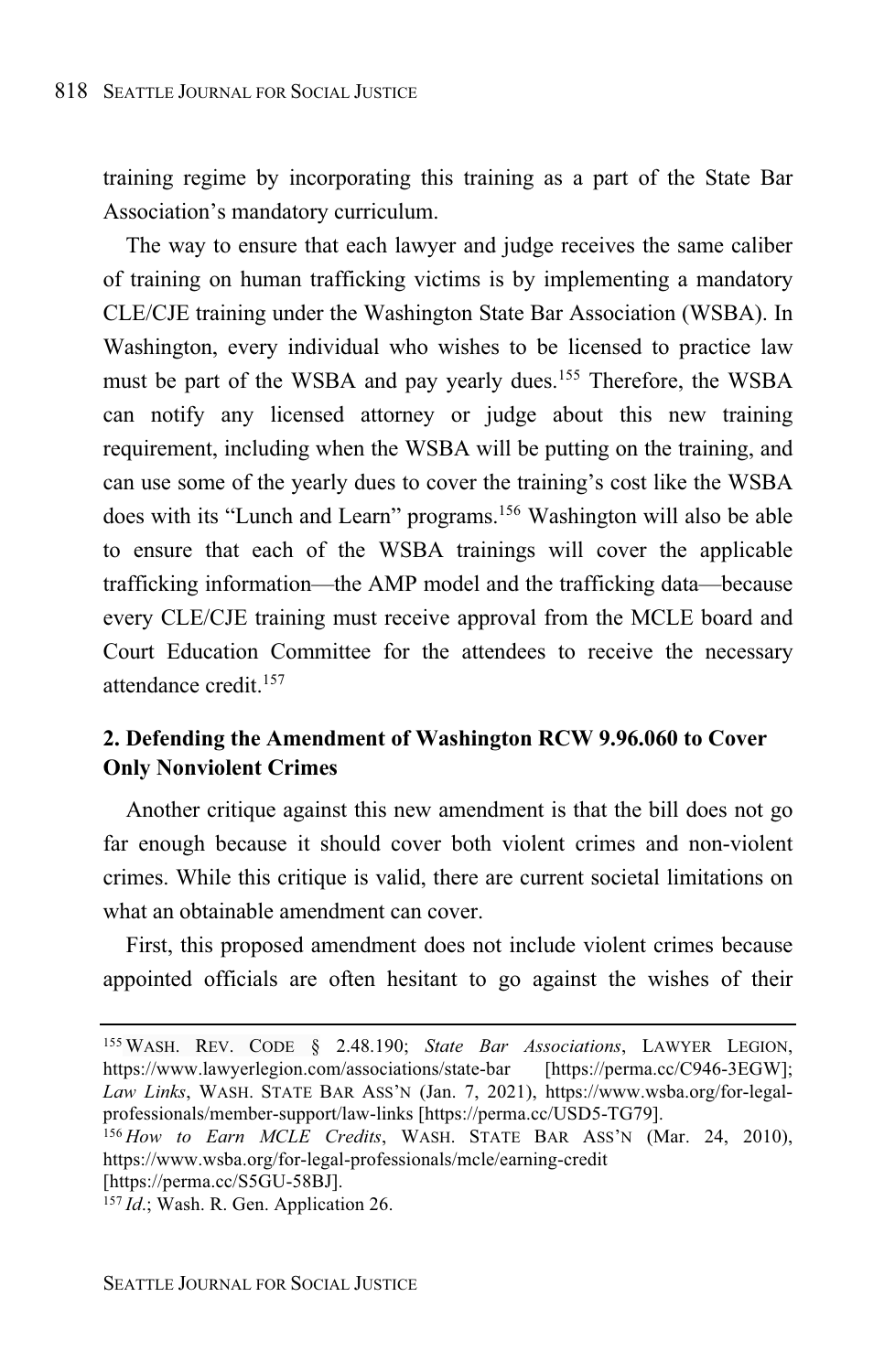training regime by incorporating this training as a part of the State Bar Association's mandatory curriculum.

The way to ensure that each lawyer and judge receives the same caliber of training on human trafficking victims is by implementing a mandatory CLE/CJE training under the Washington State Bar Association (WSBA). In Washington, every individual who wishes to be licensed to practice law must be part of the WSBA and pay yearly dues.[155] Therefore, the WSBA can notify any licensed attorney or judge about this new training requirement, including when the WSBA will be putting on the training, and can use some of the yearly dues to cover the training's cost like the WSBA does with its "Lunch and Learn" programs.[156] Washington will also be able to ensure that each of the WSBA trainings will cover the applicable trafficking information—the AMP model and the trafficking data—because every CLE/CJE training must receive approval from the MCLE board and Court Education Committee for the attendees to receive the necessary attendance credit.[157]

**2. Defending the Amendment of Washington RCW 9.96.060 to Cover Only Nonviolent Crimes**

Another critique against this new amendment is that the bill does not go far enough because it should cover both violent crimes and non-violent crimes. While this critique is valid, there are current societal limitations on what an obtainable amendment can cover.

First, this proposed amendment does not include violent crimes because appointed officials are often hesitant to go against the wishes of their

---

[155] WASH. REV. CODE § 2.48.190; *State Bar Associations*, LAWYER LEGION, https://www.lawyerlegion.com/associations/state-bar [https://perma.cc/C946-3EGW]; *Law Links*, WASH. STATE BAR ASS'N (Jan. 7, 2021), https://www.wsba.org/for-legal-professionals/member-support/law-links [https://perma.cc/USD5-TG79].

[156] *How to Earn MCLE Credits*, WASH. STATE BAR ASS'N (Mar. 24, 2010), https://www.wsba.org/for-legal-professionals/mcle/earning-credit [https://perma.cc/S5GU-58BJ].

[157] *Id*.; Wash. R. Gen. Application 26.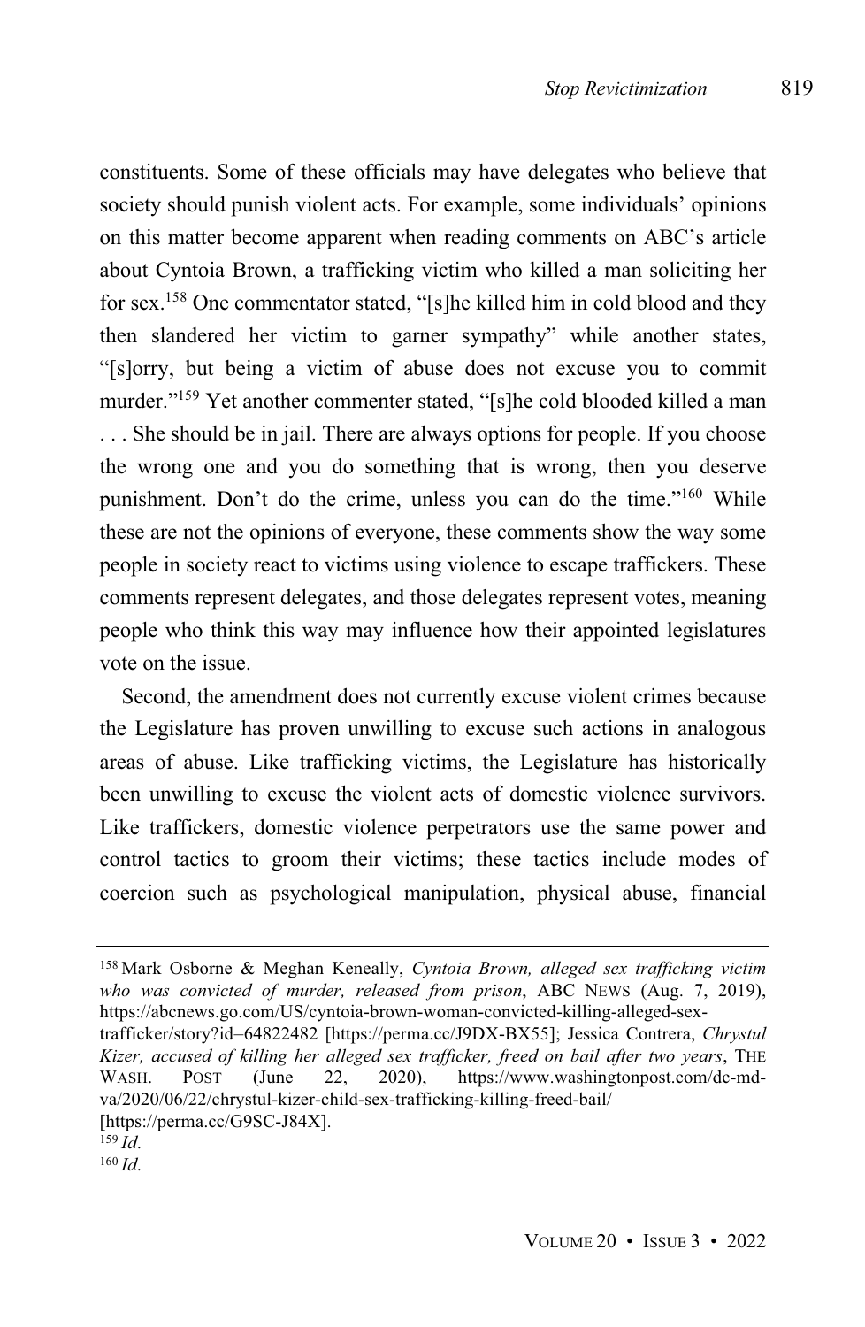constituents. Some of these officials may have delegates who believe that society should punish violent acts. For example, some individuals' opinions on this matter become apparent when reading comments on ABC's article about Cyntoia Brown, a trafficking victim who killed a man soliciting her for sex.[158] One commentator stated, "[s]he killed him in cold blood and they then slandered her victim to garner sympathy" while another states, "[s]orry, but being a victim of abuse does not excuse you to commit murder."[159] Yet another commenter stated, "[s]he cold blooded killed a man . . . She should be in jail. There are always options for people. If you choose the wrong one and you do something that is wrong, then you deserve punishment. Don't do the crime, unless you can do the time."[160] While these are not the opinions of everyone, these comments show the way some people in society react to victims using violence to escape traffickers. These comments represent delegates, and those delegates represent votes, meaning people who think this way may influence how their appointed legislatures vote on the issue.

Second, the amendment does not currently excuse violent crimes because the Legislature has proven unwilling to excuse such actions in analogous areas of abuse. Like trafficking victims, the Legislature has historically been unwilling to excuse the violent acts of domestic violence survivors. Like traffickers, domestic violence perpetrators use the same power and control tactics to groom their victims; these tactics include modes of coercion such as psychological manipulation, physical abuse, financial

---

[158] Mark Osborne & Meghan Keneally, *Cyntoia Brown, alleged sex trafficking victim who was convicted of murder, released from prison*, ABC NEWS (Aug. 7, 2019), https://abcnews.go.com/US/cyntoia-brown-woman-convicted-killing-alleged-sex-trafficker/story?id=64822482 [https://perma.cc/J9DX-BX55]; Jessica Contrera, *Chrystul Kizer, accused of killing her alleged sex trafficker, freed on bail after two years*, THE WASH. POST (June 22, 2020), https://www.washingtonpost.com/dc-md-va/2020/06/22/chrystul-kizer-child-sex-trafficking-killing-freed-bail/ [https://perma.cc/G9SC-J84X].

[159] *Id.*

[160] *Id.*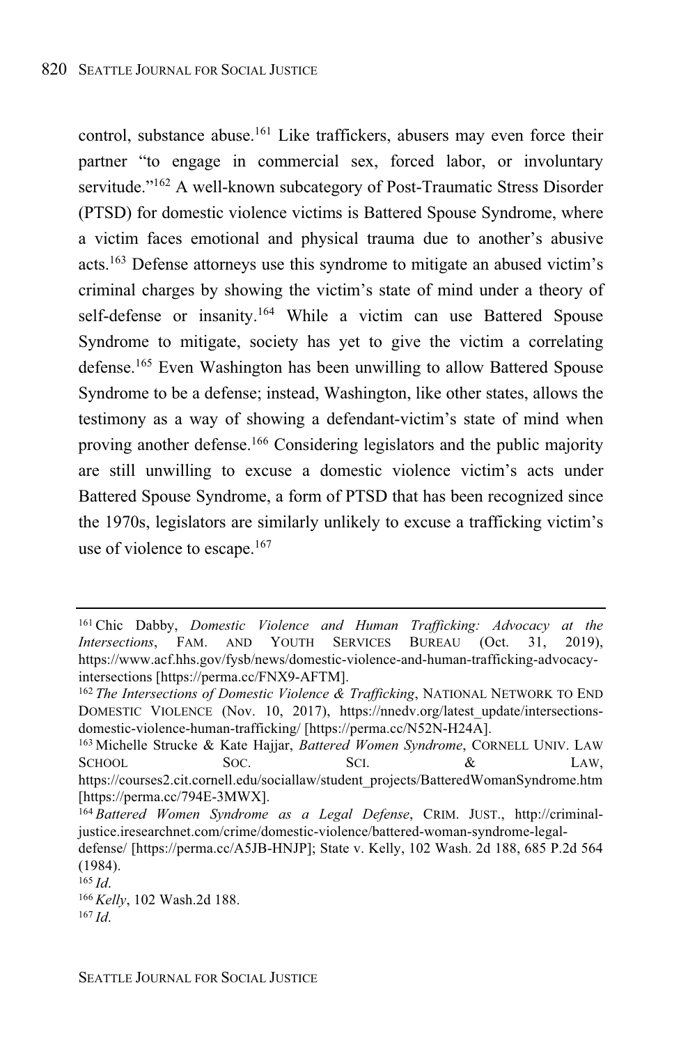control, substance abuse.[161] Like traffickers, abusers may even force their partner "to engage in commercial sex, forced labor, or involuntary servitude."[162] A well-known subcategory of Post-Traumatic Stress Disorder (PTSD) for domestic violence victims is Battered Spouse Syndrome, where a victim faces emotional and physical trauma due to another's abusive acts.[163] Defense attorneys use this syndrome to mitigate an abused victim's criminal charges by showing the victim's state of mind under a theory of self-defense or insanity.[164] While a victim can use Battered Spouse Syndrome to mitigate, society has yet to give the victim a correlating defense.[165] Even Washington has been unwilling to allow Battered Spouse Syndrome to be a defense; instead, Washington, like other states, allows the testimony as a way of showing a defendant-victim's state of mind when proving another defense.[166] Considering legislators and the public majority are still unwilling to excuse a domestic violence victim's acts under Battered Spouse Syndrome, a form of PTSD that has been recognized since the 1970s, legislators are similarly unlikely to excuse a trafficking victim's use of violence to escape.[167]

---

[161] Chic Dabby, *Domestic Violence and Human Trafficking: Advocacy at the Intersections*, FAM. AND YOUTH SERVICES BUREAU (Oct. 31, 2019), https://www.acf.hhs.gov/fysb/news/domestic-violence-and-human-trafficking-advocacy-intersections [https://perma.cc/FNX9-AFTM].

[162] *The Intersections of Domestic Violence & Trafficking*, NATIONAL NETWORK TO END DOMESTIC VIOLENCE (Nov. 10, 2017), https://nnedv.org/latest_update/intersections-domestic-violence-human-trafficking/ [https://perma.cc/N52N-H24A].

[163] Michelle Strucke & Kate Hajjar, *Battered Women Syndrome*, CORNELL UNIV. LAW SCHOOL SOC. SCI. & LAW, https://courses2.cit.cornell.edu/sociallaw/student_projects/BatteredWomanSyndrome.htm [https://perma.cc/794E-3MWX].

[164] *Battered Women Syndrome as a Legal Defense*, CRIM. JUST., http://criminal-justice.iresearchnet.com/crime/domestic-violence/battered-woman-syndrome-legal-defense/ [https://perma.cc/A5JB-HNJP]; State v. Kelly, 102 Wash. 2d 188, 685 P.2d 564 (1984).

[165] *Id.*

[166] *Kelly*, 102 Wash.2d 188.

[167] *Id.*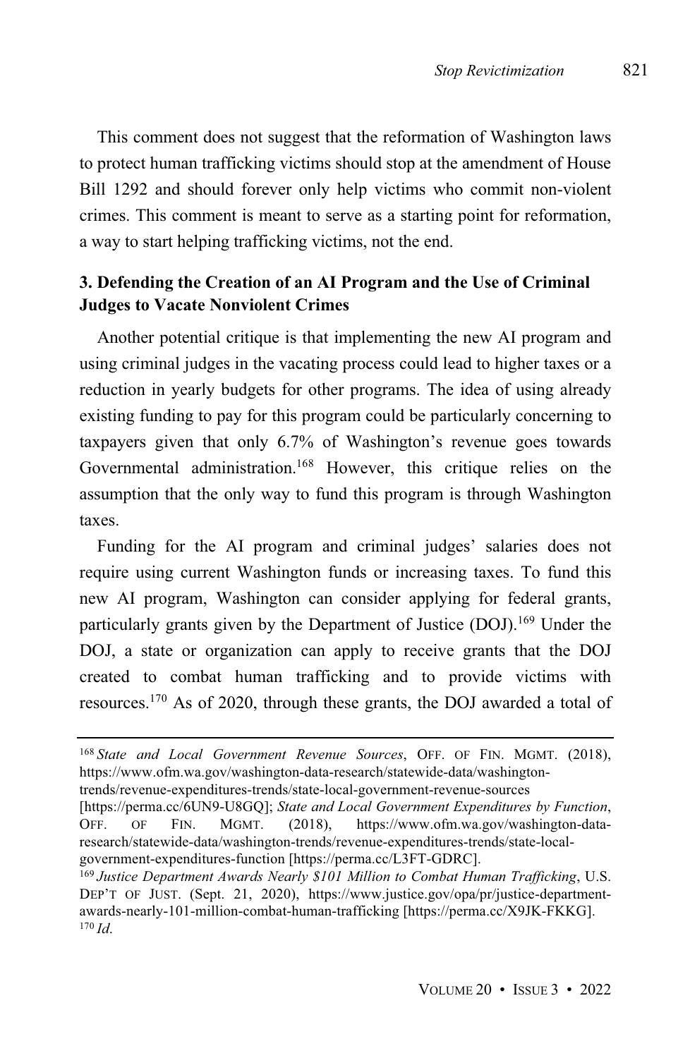This comment does not suggest that the reformation of Washington laws to protect human trafficking victims should stop at the amendment of House Bill 1292 and should forever only help victims who commit non-violent crimes. This comment is meant to serve as a starting point for reformation, a way to start helping trafficking victims, not the end.

### 3. Defending the Creation of an AI Program and the Use of Criminal Judges to Vacate Nonviolent Crimes

Another potential critique is that implementing the new AI program and using criminal judges in the vacating process could lead to higher taxes or a reduction in yearly budgets for other programs. The idea of using already existing funding to pay for this program could be particularly concerning to taxpayers given that only 6.7% of Washington's revenue goes towards Governmental administration.[168] However, this critique relies on the assumption that the only way to fund this program is through Washington taxes.

Funding for the AI program and criminal judges' salaries does not require using current Washington funds or increasing taxes. To fund this new AI program, Washington can consider applying for federal grants, particularly grants given by the Department of Justice (DOJ).[169] Under the DOJ, a state or organization can apply to receive grants that the DOJ created to combat human trafficking and to provide victims with resources.[170] As of 2020, through these grants, the DOJ awarded a total of

---

[168] *State and Local Government Revenue Sources*, OFF. OF FIN. MGMT. (2018), https://www.ofm.wa.gov/washington-data-research/statewide-data/washington-trends/revenue-expenditures-trends/state-local-government-revenue-sources [https://perma.cc/6UN9-U8GQ]; *State and Local Government Expenditures by Function*, OFF. OF FIN. MGMT. (2018), https://www.ofm.wa.gov/washington-data-research/statewide-data/washington-trends/revenue-expenditures-trends/state-local-government-expenditures-function [https://perma.cc/L3FT-GDRC].

[169] *Justice Department Awards Nearly $101 Million to Combat Human Trafficking*, U.S. DEP'T OF JUST. (Sept. 21, 2020), https://www.justice.gov/opa/pr/justice-department-awards-nearly-101-million-combat-human-trafficking [https://perma.cc/X9JK-FKKG].

[170] *Id.*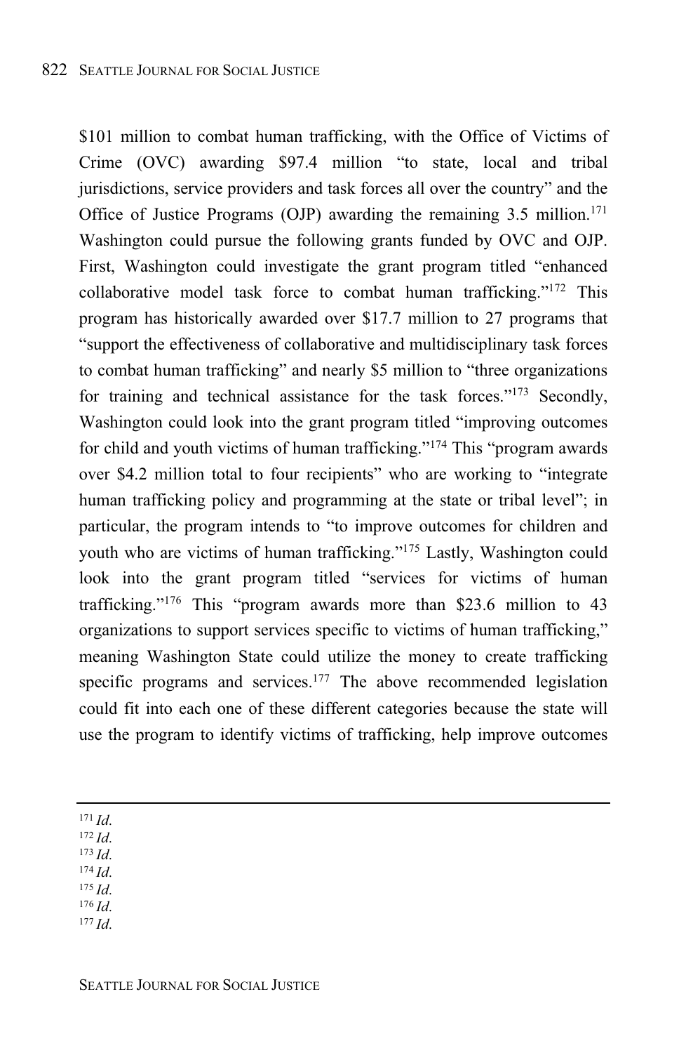$101 million to combat human trafficking, with the Office of Victims of Crime (OVC) awarding $97.4 million "to state, local and tribal jurisdictions, service providers and task forces all over the country" and the Office of Justice Programs (OJP) awarding the remaining 3.5 million.[171] Washington could pursue the following grants funded by OVC and OJP. First, Washington could investigate the grant program titled "enhanced collaborative model task force to combat human trafficking."[172] This program has historically awarded over $17.7 million to 27 programs that "support the effectiveness of collaborative and multidisciplinary task forces to combat human trafficking" and nearly $5 million to "three organizations for training and technical assistance for the task forces."[173] Secondly, Washington could look into the grant program titled "improving outcomes for child and youth victims of human trafficking."[174] This "program awards over $4.2 million total to four recipients" who are working to "integrate human trafficking policy and programming at the state or tribal level"; in particular, the program intends to "to improve outcomes for children and youth who are victims of human trafficking."[175] Lastly, Washington could look into the grant program titled "services for victims of human trafficking."[176] This "program awards more than $23.6 million to 43 organizations to support services specific to victims of human trafficking," meaning Washington State could utilize the money to create trafficking specific programs and services.[177] The above recommended legislation could fit into each one of these different categories because the state will use the program to identify victims of trafficking, help improve outcomes

---

[171] *Id.*
[172] *Id.*
[173] *Id.*
[174] *Id.*
[175] *Id.*
[176] *Id.*
[177] *Id.*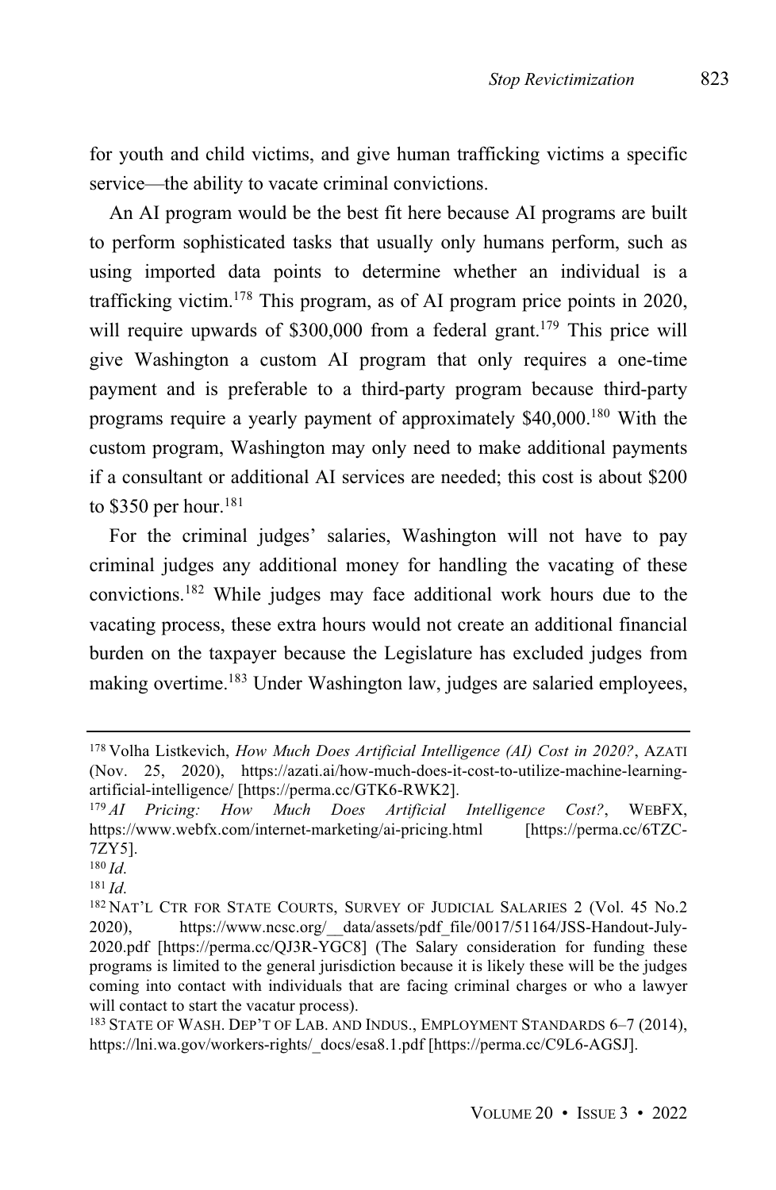for youth and child victims, and give human trafficking victims a specific service—the ability to vacate criminal convictions.

An AI program would be the best fit here because AI programs are built to perform sophisticated tasks that usually only humans perform, such as using imported data points to determine whether an individual is a trafficking victim.[178] This program, as of AI program price points in 2020, will require upwards of $300,000 from a federal grant.[179] This price will give Washington a custom AI program that only requires a one-time payment and is preferable to a third-party program because third-party programs require a yearly payment of approximately $40,000.[180] With the custom program, Washington may only need to make additional payments if a consultant or additional AI services are needed; this cost is about $200 to $350 per hour.[181]

For the criminal judges' salaries, Washington will not have to pay criminal judges any additional money for handling the vacating of these convictions.[182] While judges may face additional work hours due to the vacating process, these extra hours would not create an additional financial burden on the taxpayer because the Legislature has excluded judges from making overtime.[183] Under Washington law, judges are salaried employees,

---

[178] Volha Listkevich, *How Much Does Artificial Intelligence (AI) Cost in 2020?*, AZATI (Nov. 25, 2020), https://azati.ai/how-much-does-it-cost-to-utilize-machine-learning-artificial-intelligence/ [https://perma.cc/GTK6-RWK2].

[179] *AI Pricing: How Much Does Artificial Intelligence Cost?*, WEBFX, https://www.webfx.com/internet-marketing/ai-pricing.html [https://perma.cc/6TZC-7ZY5].

[180] *Id.*

[181] *Id.*

[182] NAT'L CTR FOR STATE COURTS, SURVEY OF JUDICIAL SALARIES 2 (Vol. 45 No.2 2020), https://www.ncsc.org/__data/assets/pdf_file/0017/51164/JSS-Handout-July-2020.pdf [https://perma.cc/QJ3R-YGC8] (The Salary consideration for funding these programs is limited to the general jurisdiction because it is likely these will be the judges coming into contact with individuals that are facing criminal charges or who a lawyer will contact to start the vacatur process).

[183] STATE OF WASH. DEP'T OF LAB. AND INDUS., EMPLOYMENT STANDARDS 6–7 (2014), https://lni.wa.gov/workers-rights/_docs/esa8.1.pdf [https://perma.cc/C9L6-AGSJ].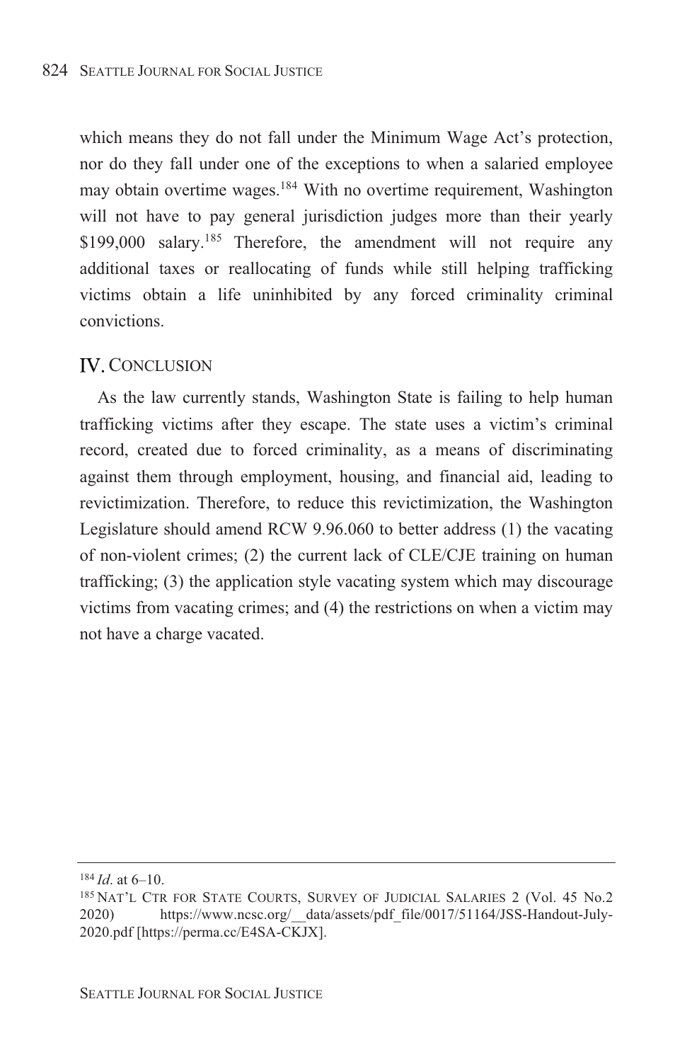which means they do not fall under the Minimum Wage Act's protection, nor do they fall under one of the exceptions to when a salaried employee may obtain overtime wages.[184] With no overtime requirement, Washington will not have to pay general jurisdiction judges more than their yearly $199,000 salary.[185] Therefore, the amendment will not require any additional taxes or reallocating of funds while still helping trafficking victims obtain a life uninhibited by any forced criminality criminal convictions.

## IV. CONCLUSION

As the law currently stands, Washington State is failing to help human trafficking victims after they escape. The state uses a victim's criminal record, created due to forced criminality, as a means of discriminating against them through employment, housing, and financial aid, leading to revictimization. Therefore, to reduce this revictimization, the Washington Legislature should amend RCW 9.96.060 to better address (1) the vacating of non-violent crimes; (2) the current lack of CLE/CJE training on human trafficking; (3) the application style vacating system which may discourage victims from vacating crimes; and (4) the restrictions on when a victim may not have a charge vacated.

---

[184] *Id.* at 6–10.

[185] NAT'L CTR FOR STATE COURTS, SURVEY OF JUDICIAL SALARIES 2 (Vol. 45 No.2 2020) https://www.ncsc.org/__data/assets/pdf_file/0017/51164/JSS-Handout-July-2020.pdf [https://perma.cc/E4SA-CKJX].